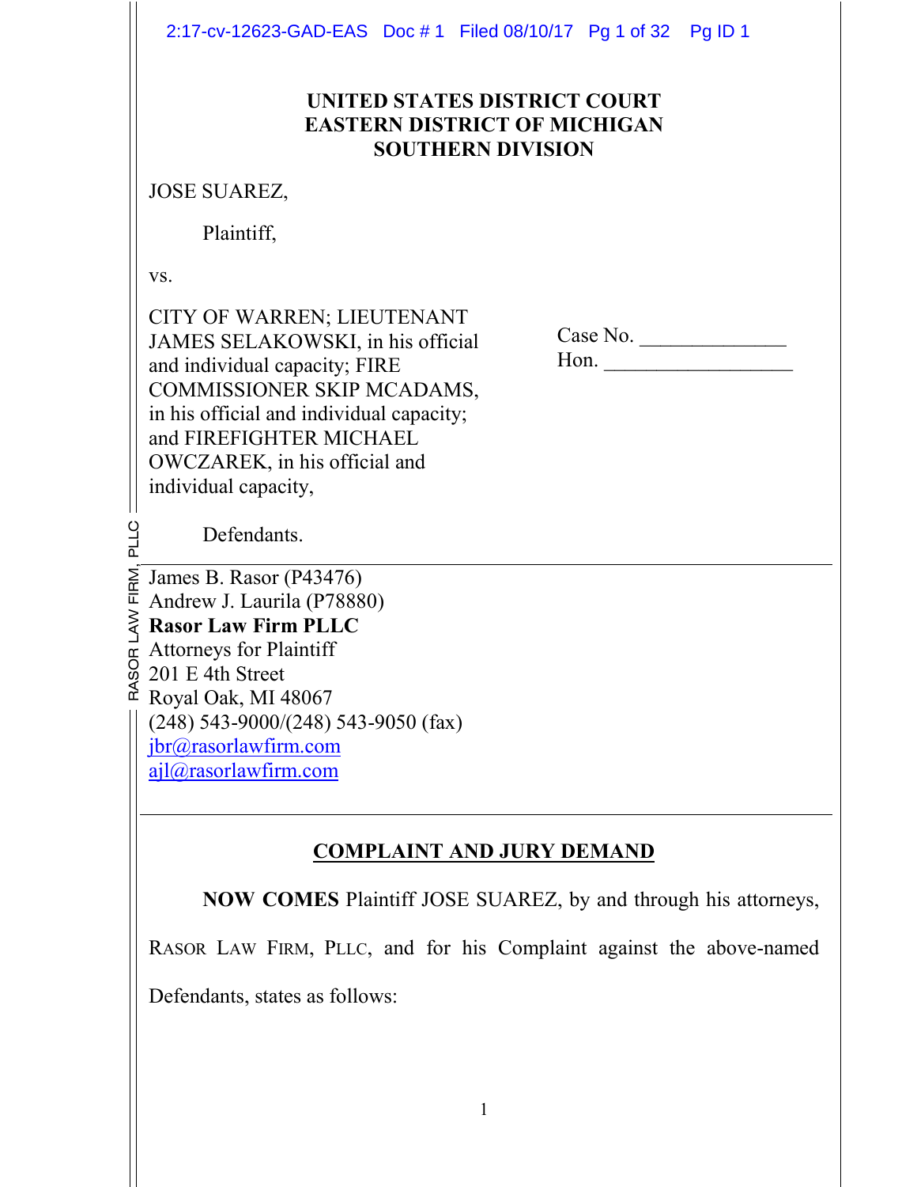**UNITED STATES DISTRICT COURT**
**EASTERN DISTRICT OF MICHIGAN**
**SOUTHERN DIVISION**

JOSE SUAREZ,

Plaintiff,

vs.

CITY OF WARREN; LIEUTENANT JAMES SELAKOWSKI, in his official and individual capacity; FIRE COMMISSIONER SKIP MCADAMS, in his official and individual capacity; and FIREFIGHTER MICHAEL OWCZAREK, in his official and individual capacity,

Defendants.

Case No. ______________
Hon. __________________

---

James B. Rasor (P43476)
Andrew J. Laurila (P78880)
**Rasor Law Firm PLLC**
Attorneys for Plaintiff
201 E 4th Street
Royal Oak, MI 48067
(248) 543-9000/(248) 543-9050 (fax)
jbr@rasorlawfirm.com
ajl@rasorlawfirm.com

---

## COMPLAINT AND JURY DEMAND

**NOW COMES** Plaintiff JOSE SUAREZ, by and through his attorneys, RASOR LAW FIRM, PLLC, and for his Complaint against the above-named Defendants, states as follows: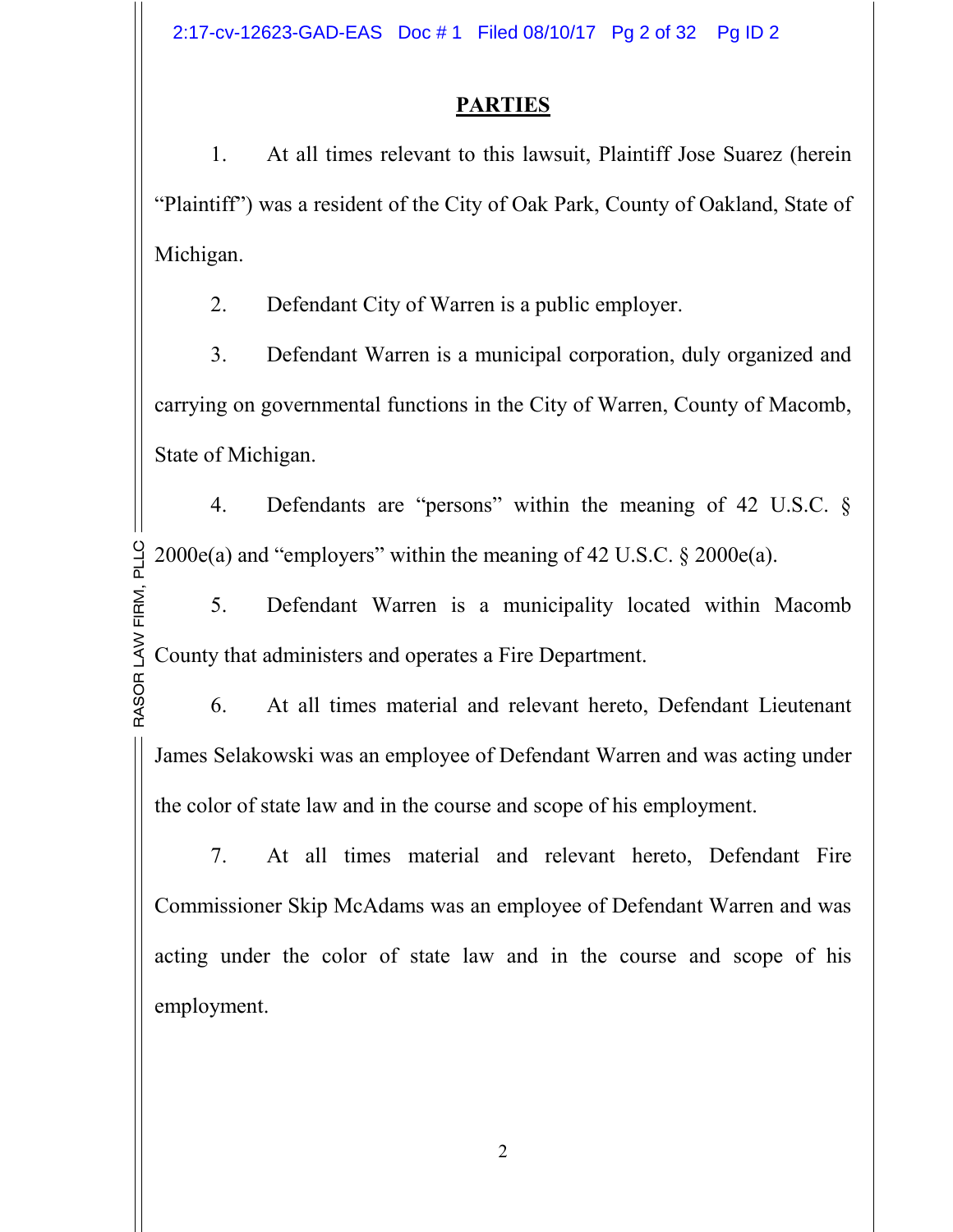## PARTIES

1. At all times relevant to this lawsuit, Plaintiff Jose Suarez (herein "Plaintiff") was a resident of the City of Oak Park, County of Oakland, State of Michigan.

2. Defendant City of Warren is a public employer.

3. Defendant Warren is a municipal corporation, duly organized and carrying on governmental functions in the City of Warren, County of Macomb, State of Michigan.

4. Defendants are "persons" within the meaning of 42 U.S.C. § 2000e(a) and "employers" within the meaning of 42 U.S.C. § 2000e(a).

5. Defendant Warren is a municipality located within Macomb County that administers and operates a Fire Department.

6. At all times material and relevant hereto, Defendant Lieutenant James Selakowski was an employee of Defendant Warren and was acting under the color of state law and in the course and scope of his employment.

7. At all times material and relevant hereto, Defendant Fire Commissioner Skip McAdams was an employee of Defendant Warren and was acting under the color of state law and in the course and scope of his employment.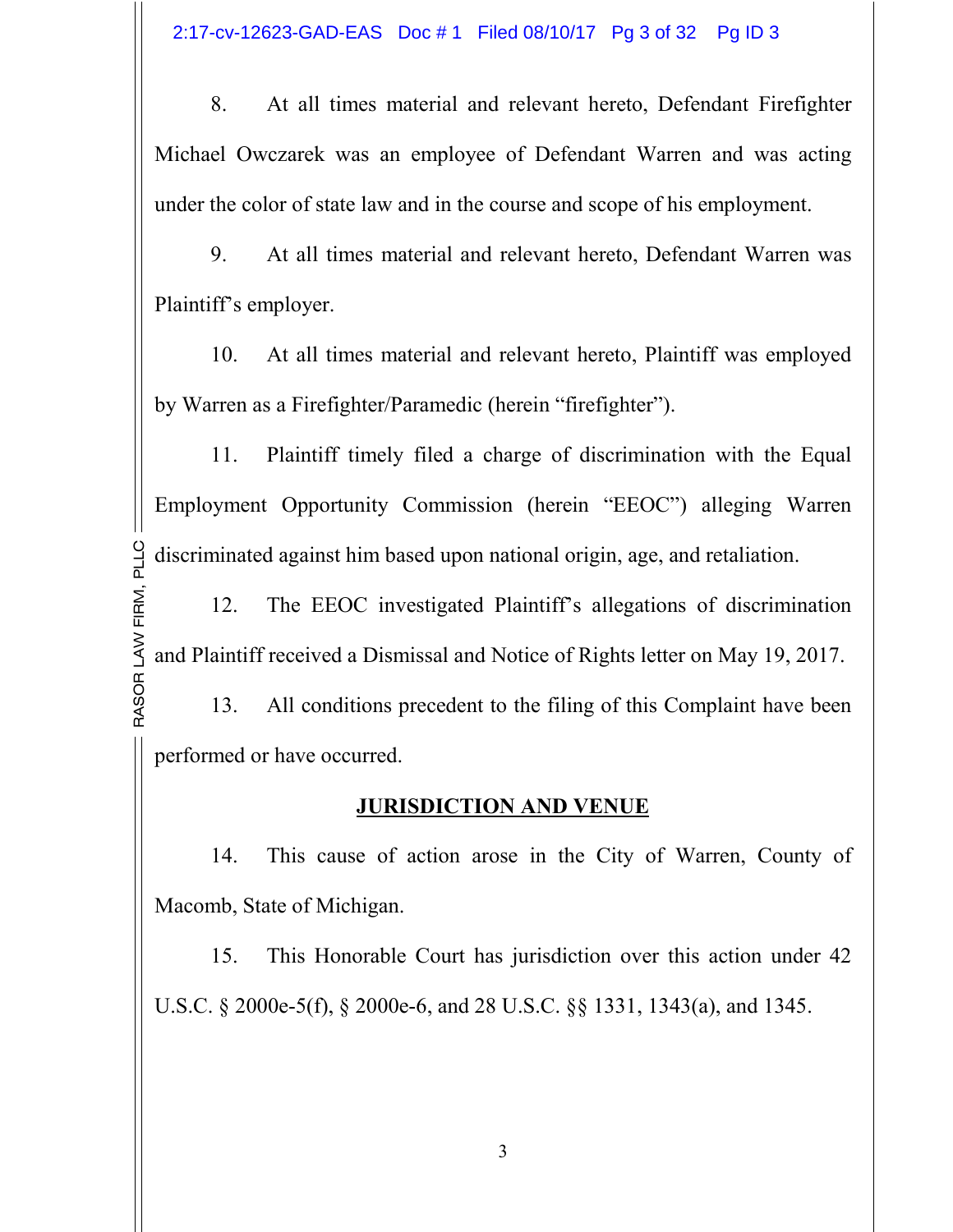8. At all times material and relevant hereto, Defendant Firefighter Michael Owczarek was an employee of Defendant Warren and was acting under the color of state law and in the course and scope of his employment.

9. At all times material and relevant hereto, Defendant Warren was Plaintiff's employer.

10. At all times material and relevant hereto, Plaintiff was employed by Warren as a Firefighter/Paramedic (herein "firefighter").

11. Plaintiff timely filed a charge of discrimination with the Equal Employment Opportunity Commission (herein "EEOC") alleging Warren discriminated against him based upon national origin, age, and retaliation.

12. The EEOC investigated Plaintiff's allegations of discrimination and Plaintiff received a Dismissal and Notice of Rights letter on May 19, 2017.

13. All conditions precedent to the filing of this Complaint have been performed or have occurred.

## JURISDICTION AND VENUE

14. This cause of action arose in the City of Warren, County of Macomb, State of Michigan.

15. This Honorable Court has jurisdiction over this action under 42 U.S.C. § 2000e-5(f), § 2000e-6, and 28 U.S.C. §§ 1331, 1343(a), and 1345.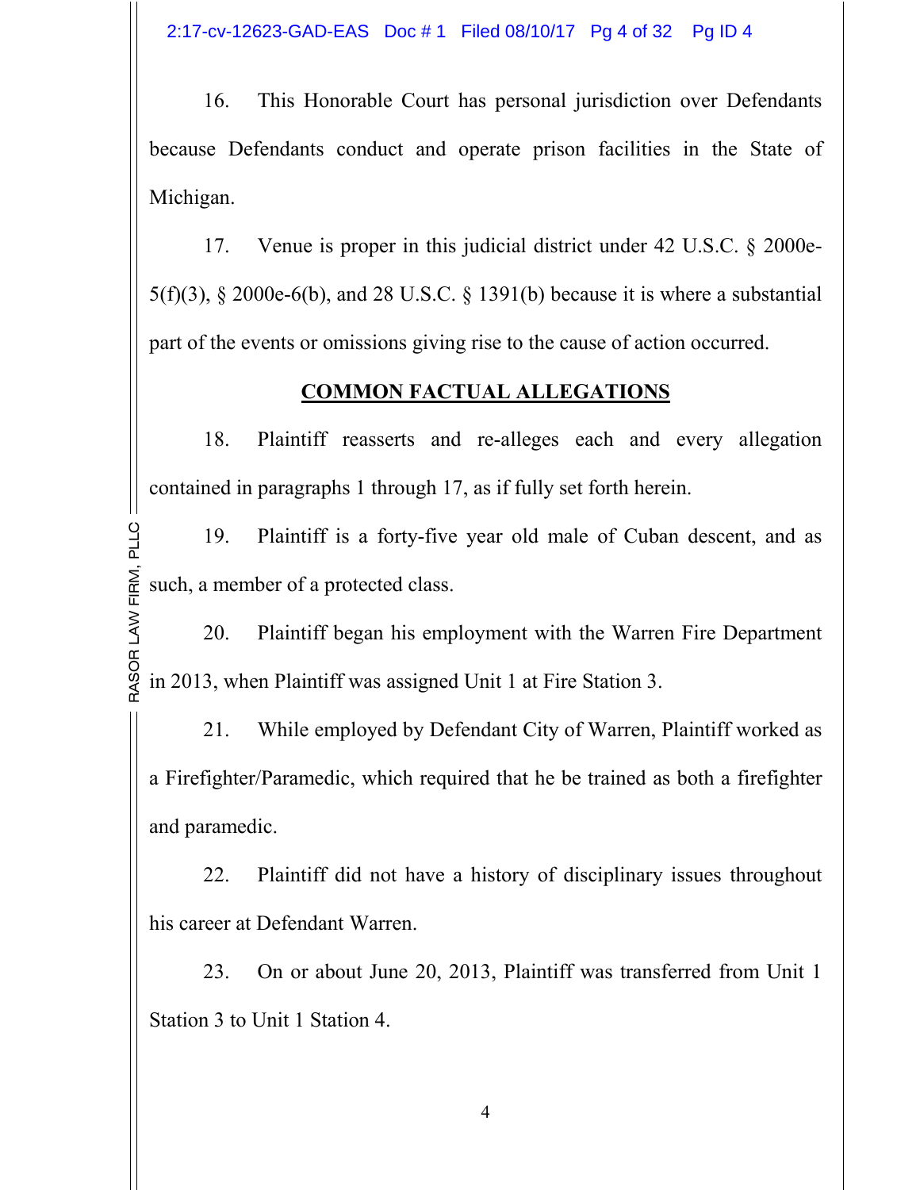16. This Honorable Court has personal jurisdiction over Defendants because Defendants conduct and operate prison facilities in the State of Michigan.

17. Venue is proper in this judicial district under 42 U.S.C. § 2000e-5(f)(3), § 2000e-6(b), and 28 U.S.C. § 1391(b) because it is where a substantial part of the events or omissions giving rise to the cause of action occurred.

## COMMON FACTUAL ALLEGATIONS

18. Plaintiff reasserts and re-alleges each and every allegation contained in paragraphs 1 through 17, as if fully set forth herein.

19. Plaintiff is a forty-five year old male of Cuban descent, and as such, a member of a protected class.

20. Plaintiff began his employment with the Warren Fire Department in 2013, when Plaintiff was assigned Unit 1 at Fire Station 3.

21. While employed by Defendant City of Warren, Plaintiff worked as a Firefighter/Paramedic, which required that he be trained as both a firefighter and paramedic.

22. Plaintiff did not have a history of disciplinary issues throughout his career at Defendant Warren.

23. On or about June 20, 2013, Plaintiff was transferred from Unit 1 Station 3 to Unit 1 Station 4.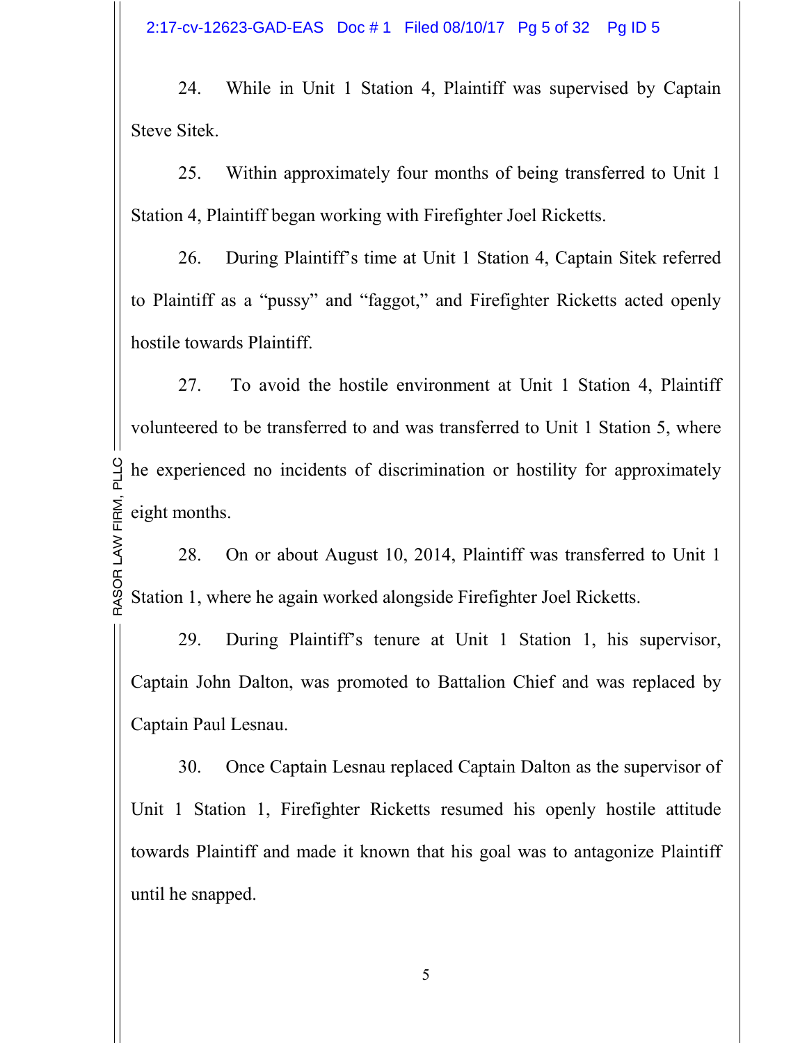24. While in Unit 1 Station 4, Plaintiff was supervised by Captain Steve Sitek.

25. Within approximately four months of being transferred to Unit 1 Station 4, Plaintiff began working with Firefighter Joel Ricketts.

26. During Plaintiff's time at Unit 1 Station 4, Captain Sitek referred to Plaintiff as a "pussy" and "faggot," and Firefighter Ricketts acted openly hostile towards Plaintiff.

27. To avoid the hostile environment at Unit 1 Station 4, Plaintiff volunteered to be transferred to and was transferred to Unit 1 Station 5, where he experienced no incidents of discrimination or hostility for approximately eight months.

28. On or about August 10, 2014, Plaintiff was transferred to Unit 1 Station 1, where he again worked alongside Firefighter Joel Ricketts.

29. During Plaintiff's tenure at Unit 1 Station 1, his supervisor, Captain John Dalton, was promoted to Battalion Chief and was replaced by Captain Paul Lesnau.

30. Once Captain Lesnau replaced Captain Dalton as the supervisor of Unit 1 Station 1, Firefighter Ricketts resumed his openly hostile attitude towards Plaintiff and made it known that his goal was to antagonize Plaintiff until he snapped.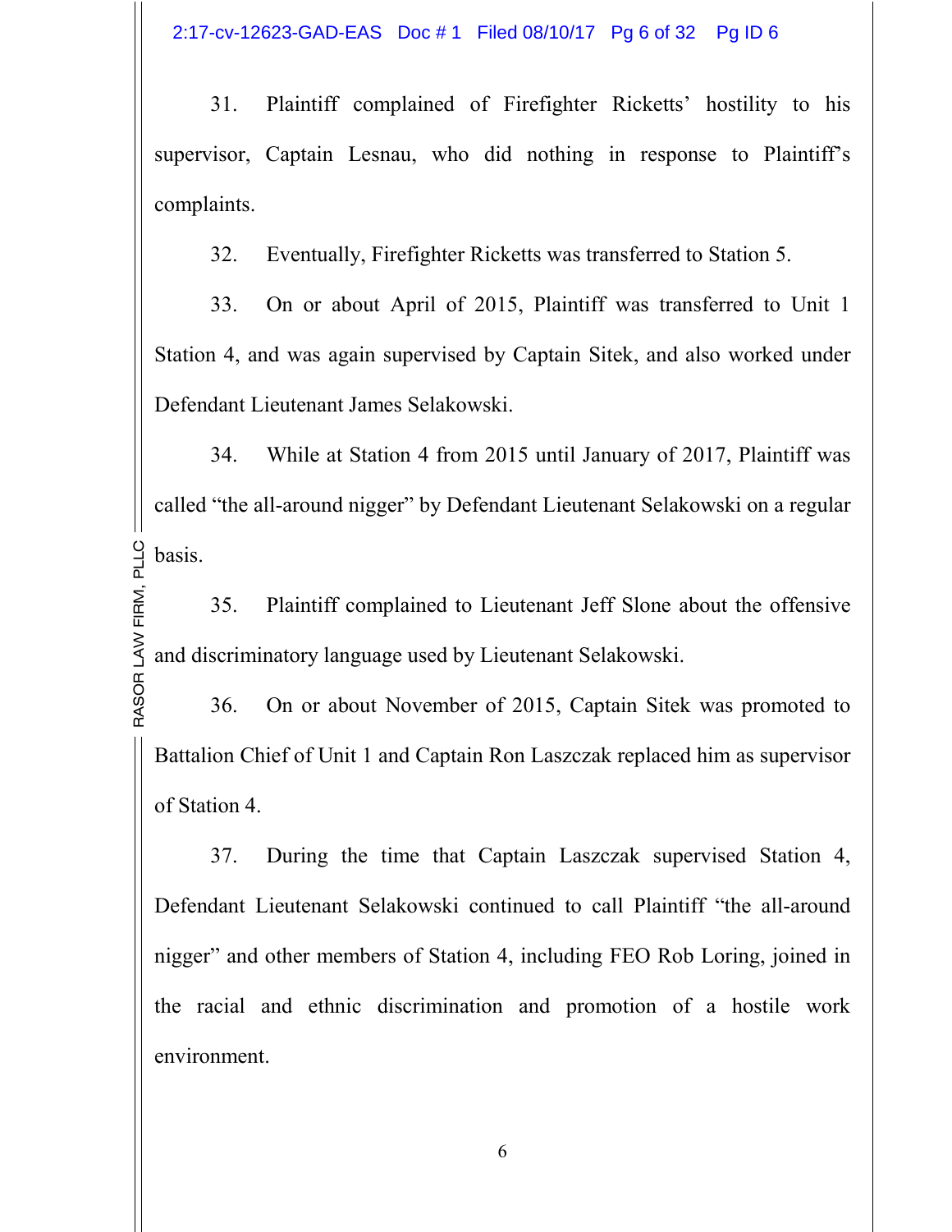31. Plaintiff complained of Firefighter Ricketts' hostility to his supervisor, Captain Lesnau, who did nothing in response to Plaintiff's complaints.

32. Eventually, Firefighter Ricketts was transferred to Station 5.

33. On or about April of 2015, Plaintiff was transferred to Unit 1 Station 4, and was again supervised by Captain Sitek, and also worked under Defendant Lieutenant James Selakowski.

34. While at Station 4 from 2015 until January of 2017, Plaintiff was called "the all-around nigger" by Defendant Lieutenant Selakowski on a regular basis.

35. Plaintiff complained to Lieutenant Jeff Slone about the offensive and discriminatory language used by Lieutenant Selakowski.

36. On or about November of 2015, Captain Sitek was promoted to Battalion Chief of Unit 1 and Captain Ron Laszczak replaced him as supervisor of Station 4.

37. During the time that Captain Laszczak supervised Station 4, Defendant Lieutenant Selakowski continued to call Plaintiff "the all-around nigger" and other members of Station 4, including FEO Rob Loring, joined in the racial and ethnic discrimination and promotion of a hostile work environment.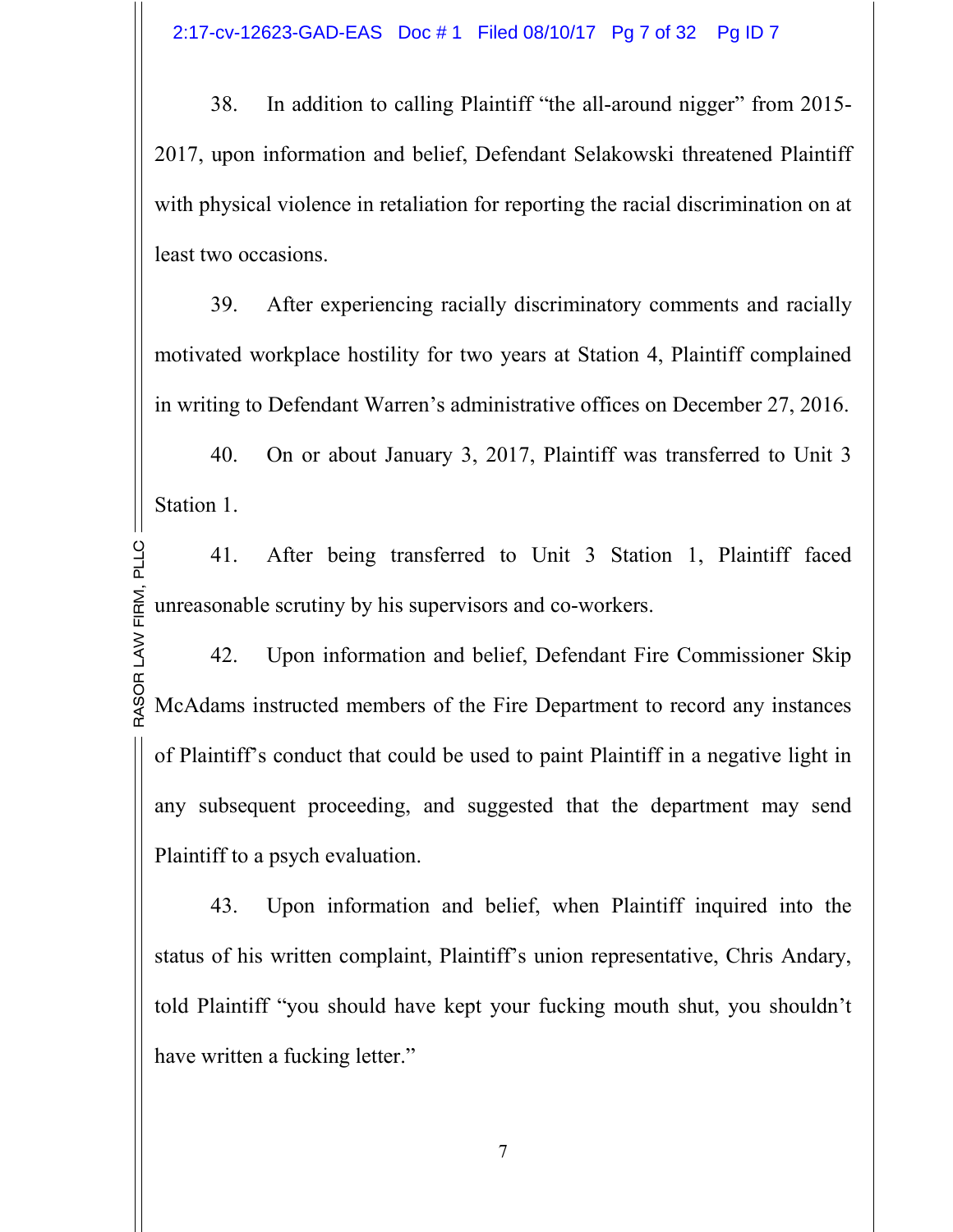38. In addition to calling Plaintiff "the all-around nigger" from 2015-2017, upon information and belief, Defendant Selakowski threatened Plaintiff with physical violence in retaliation for reporting the racial discrimination on at least two occasions.

39. After experiencing racially discriminatory comments and racially motivated workplace hostility for two years at Station 4, Plaintiff complained in writing to Defendant Warren's administrative offices on December 27, 2016.

40. On or about January 3, 2017, Plaintiff was transferred to Unit 3 Station 1.

41. After being transferred to Unit 3 Station 1, Plaintiff faced unreasonable scrutiny by his supervisors and co-workers.

42. Upon information and belief, Defendant Fire Commissioner Skip McAdams instructed members of the Fire Department to record any instances of Plaintiff's conduct that could be used to paint Plaintiff in a negative light in any subsequent proceeding, and suggested that the department may send Plaintiff to a psych evaluation.

43. Upon information and belief, when Plaintiff inquired into the status of his written complaint, Plaintiff's union representative, Chris Andary, told Plaintiff "you should have kept your fucking mouth shut, you shouldn't have written a fucking letter."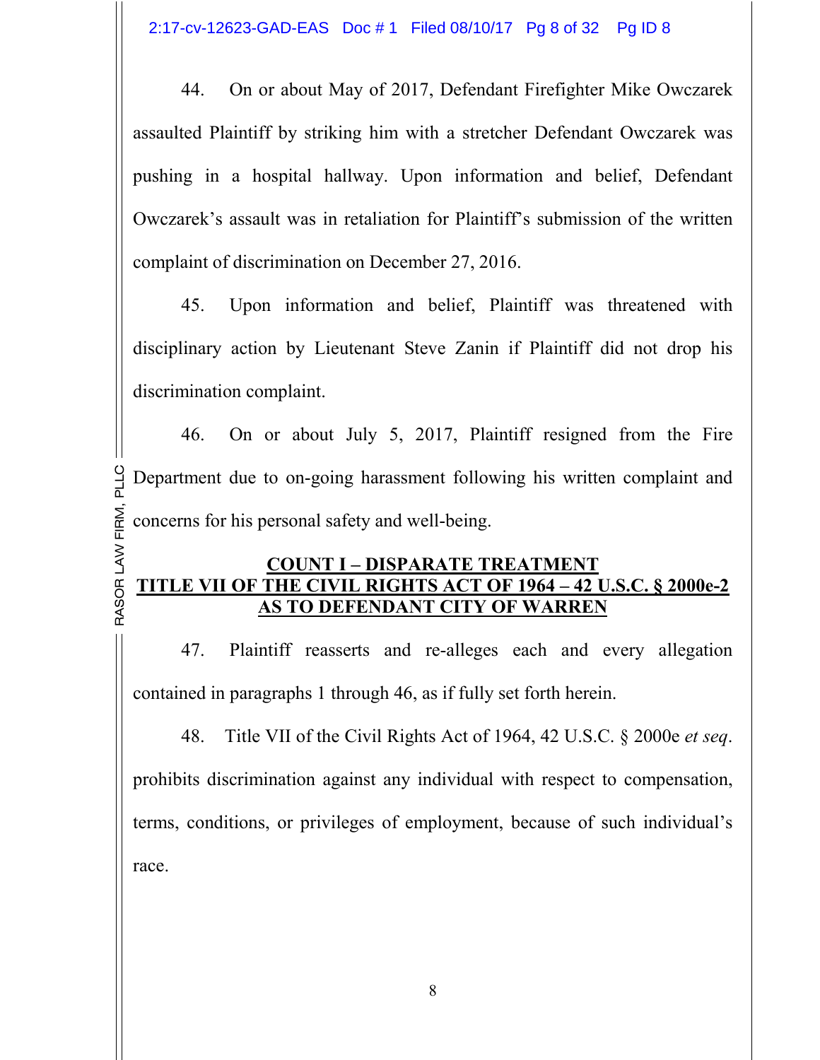44. On or about May of 2017, Defendant Firefighter Mike Owczarek assaulted Plaintiff by striking him with a stretcher Defendant Owczarek was pushing in a hospital hallway. Upon information and belief, Defendant Owczarek's assault was in retaliation for Plaintiff's submission of the written complaint of discrimination on December 27, 2016.

45. Upon information and belief, Plaintiff was threatened with disciplinary action by Lieutenant Steve Zanin if Plaintiff did not drop his discrimination complaint.

46. On or about July 5, 2017, Plaintiff resigned from the Fire Department due to on-going harassment following his written complaint and concerns for his personal safety and well-being.

## COUNT I – DISPARATE TREATMENT
## TITLE VII OF THE CIVIL RIGHTS ACT OF 1964 – 42 U.S.C. § 2000e-2
## AS TO DEFENDANT CITY OF WARREN

47. Plaintiff reasserts and re-alleges each and every allegation contained in paragraphs 1 through 46, as if fully set forth herein.

48. Title VII of the Civil Rights Act of 1964, 42 U.S.C. § 2000e *et seq*. prohibits discrimination against any individual with respect to compensation, terms, conditions, or privileges of employment, because of such individual's race.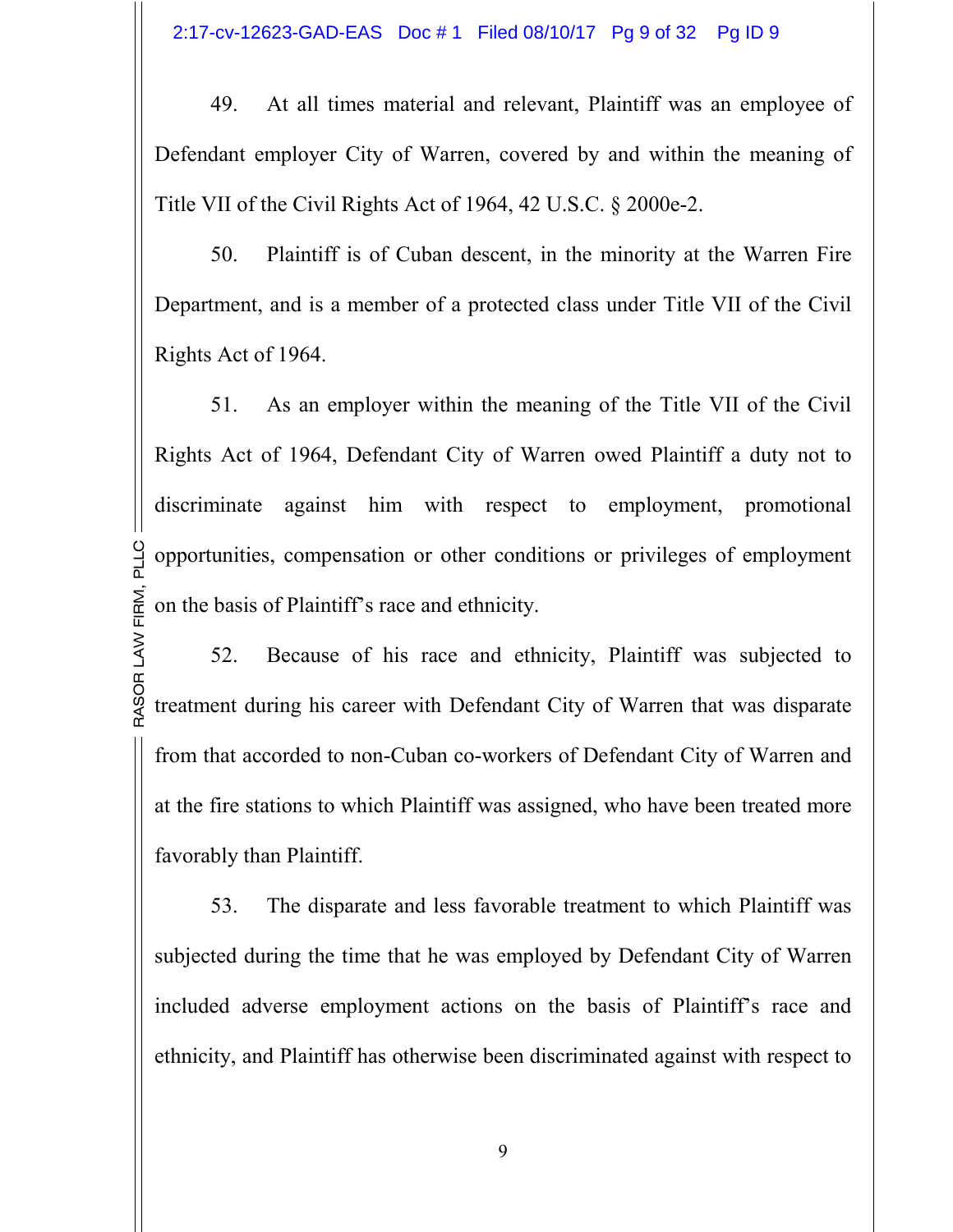49. At all times material and relevant, Plaintiff was an employee of Defendant employer City of Warren, covered by and within the meaning of Title VII of the Civil Rights Act of 1964, 42 U.S.C. § 2000e-2.

50. Plaintiff is of Cuban descent, in the minority at the Warren Fire Department, and is a member of a protected class under Title VII of the Civil Rights Act of 1964.

51. As an employer within the meaning of the Title VII of the Civil Rights Act of 1964, Defendant City of Warren owed Plaintiff a duty not to discriminate against him with respect to employment, promotional opportunities, compensation or other conditions or privileges of employment on the basis of Plaintiff's race and ethnicity.

52. Because of his race and ethnicity, Plaintiff was subjected to treatment during his career with Defendant City of Warren that was disparate from that accorded to non-Cuban co-workers of Defendant City of Warren and at the fire stations to which Plaintiff was assigned, who have been treated more favorably than Plaintiff.

53. The disparate and less favorable treatment to which Plaintiff was subjected during the time that he was employed by Defendant City of Warren included adverse employment actions on the basis of Plaintiff's race and ethnicity, and Plaintiff has otherwise been discriminated against with respect to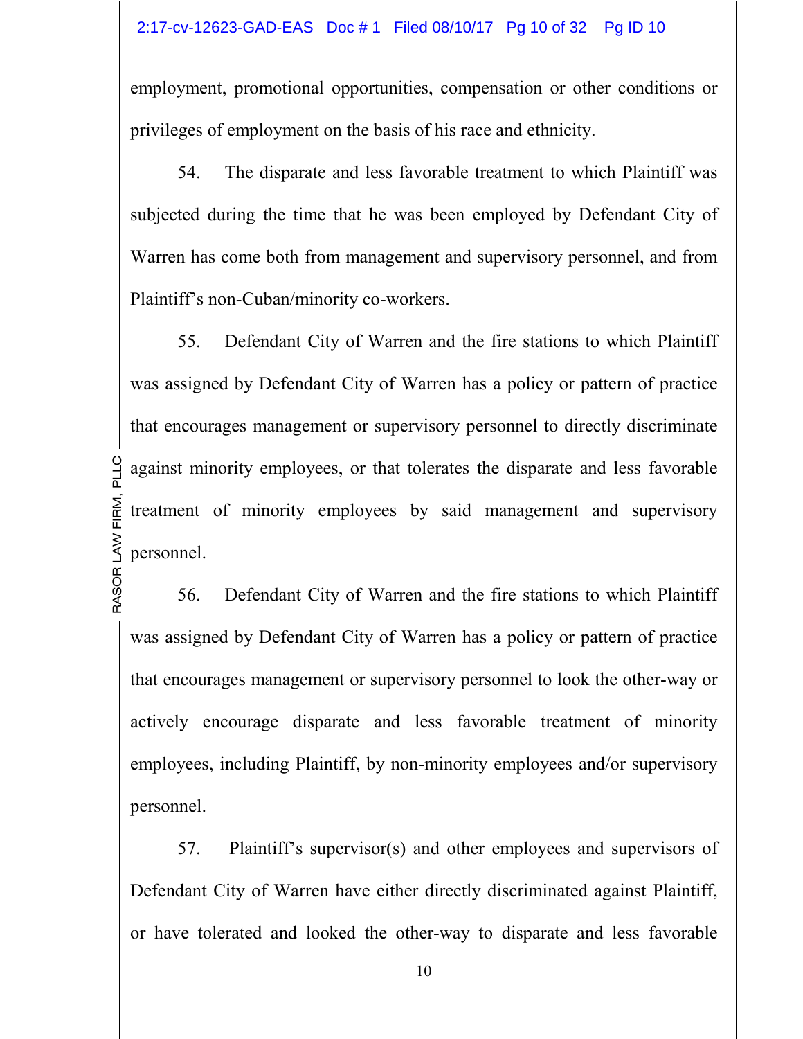employment, promotional opportunities, compensation or other conditions or privileges of employment on the basis of his race and ethnicity.

54. The disparate and less favorable treatment to which Plaintiff was subjected during the time that he was been employed by Defendant City of Warren has come both from management and supervisory personnel, and from Plaintiff's non-Cuban/minority co-workers.

55. Defendant City of Warren and the fire stations to which Plaintiff was assigned by Defendant City of Warren has a policy or pattern of practice that encourages management or supervisory personnel to directly discriminate against minority employees, or that tolerates the disparate and less favorable treatment of minority employees by said management and supervisory personnel.

56. Defendant City of Warren and the fire stations to which Plaintiff was assigned by Defendant City of Warren has a policy or pattern of practice that encourages management or supervisory personnel to look the other-way or actively encourage disparate and less favorable treatment of minority employees, including Plaintiff, by non-minority employees and/or supervisory personnel.

57. Plaintiff's supervisor(s) and other employees and supervisors of Defendant City of Warren have either directly discriminated against Plaintiff, or have tolerated and looked the other-way to disparate and less favorable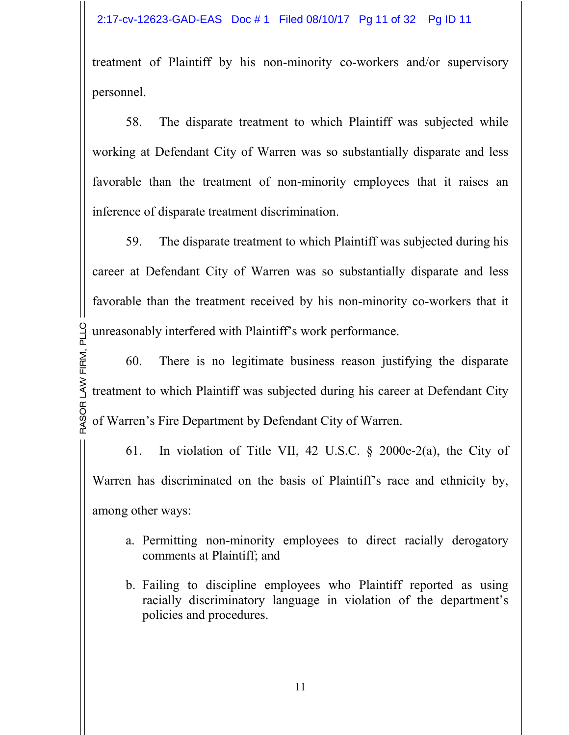treatment of Plaintiff by his non-minority co-workers and/or supervisory personnel.

58. The disparate treatment to which Plaintiff was subjected while working at Defendant City of Warren was so substantially disparate and less favorable than the treatment of non-minority employees that it raises an inference of disparate treatment discrimination.

59. The disparate treatment to which Plaintiff was subjected during his career at Defendant City of Warren was so substantially disparate and less favorable than the treatment received by his non-minority co-workers that it unreasonably interfered with Plaintiff's work performance.

60. There is no legitimate business reason justifying the disparate treatment to which Plaintiff was subjected during his career at Defendant City of Warren's Fire Department by Defendant City of Warren.

61. In violation of Title VII, 42 U.S.C. § 2000e-2(a), the City of Warren has discriminated on the basis of Plaintiff's race and ethnicity by, among other ways:

a. Permitting non-minority employees to direct racially derogatory comments at Plaintiff; and

b. Failing to discipline employees who Plaintiff reported as using racially discriminatory language in violation of the department's policies and procedures.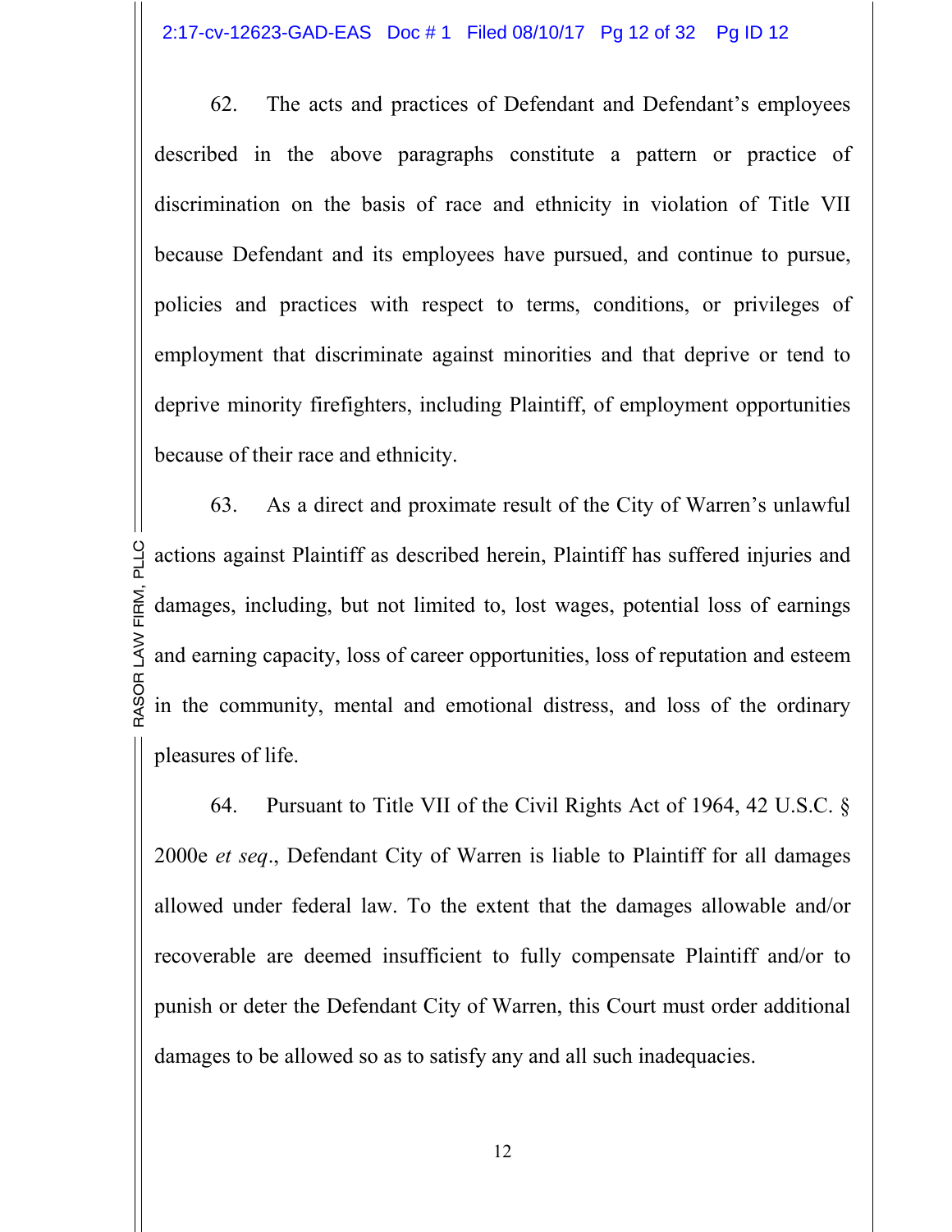62. The acts and practices of Defendant and Defendant's employees described in the above paragraphs constitute a pattern or practice of discrimination on the basis of race and ethnicity in violation of Title VII because Defendant and its employees have pursued, and continue to pursue, policies and practices with respect to terms, conditions, or privileges of employment that discriminate against minorities and that deprive or tend to deprive minority firefighters, including Plaintiff, of employment opportunities because of their race and ethnicity.

63. As a direct and proximate result of the City of Warren's unlawful actions against Plaintiff as described herein, Plaintiff has suffered injuries and damages, including, but not limited to, lost wages, potential loss of earnings and earning capacity, loss of career opportunities, loss of reputation and esteem in the community, mental and emotional distress, and loss of the ordinary pleasures of life.

64. Pursuant to Title VII of the Civil Rights Act of 1964, 42 U.S.C. § 2000e *et seq*., Defendant City of Warren is liable to Plaintiff for all damages allowed under federal law. To the extent that the damages allowable and/or recoverable are deemed insufficient to fully compensate Plaintiff and/or to punish or deter the Defendant City of Warren, this Court must order additional damages to be allowed so as to satisfy any and all such inadequacies.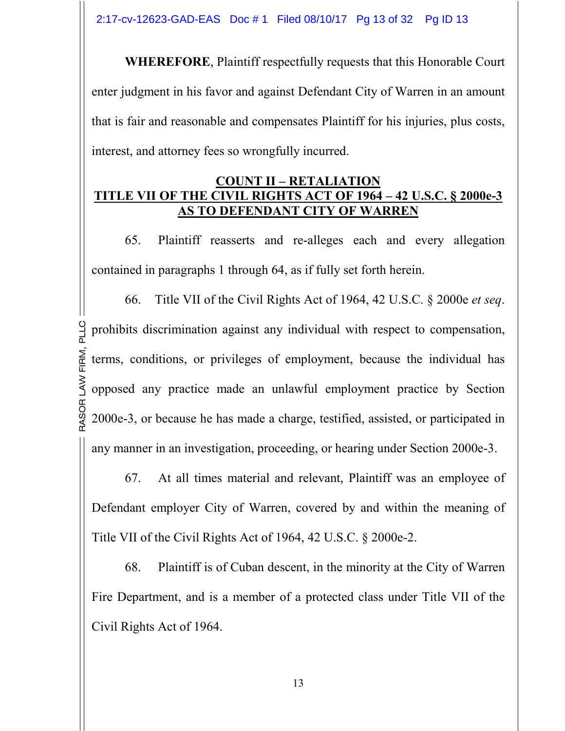**WHEREFORE**, Plaintiff respectfully requests that this Honorable Court enter judgment in his favor and against Defendant City of Warren in an amount that is fair and reasonable and compensates Plaintiff for his injuries, plus costs, interest, and attorney fees so wrongfully incurred.

**COUNT II – RETALIATION**
**TITLE VII OF THE CIVIL RIGHTS ACT OF 1964 – 42 U.S.C. § 2000e-3**
**AS TO DEFENDANT CITY OF WARREN**

65. Plaintiff reasserts and re-alleges each and every allegation contained in paragraphs 1 through 64, as if fully set forth herein.

66. Title VII of the Civil Rights Act of 1964, 42 U.S.C. § 2000e *et seq*. prohibits discrimination against any individual with respect to compensation, terms, conditions, or privileges of employment, because the individual has opposed any practice made an unlawful employment practice by Section 2000e-3, or because he has made a charge, testified, assisted, or participated in any manner in an investigation, proceeding, or hearing under Section 2000e-3.

67. At all times material and relevant, Plaintiff was an employee of Defendant employer City of Warren, covered by and within the meaning of Title VII of the Civil Rights Act of 1964, 42 U.S.C. § 2000e-2.

68. Plaintiff is of Cuban descent, in the minority at the City of Warren Fire Department, and is a member of a protected class under Title VII of the Civil Rights Act of 1964.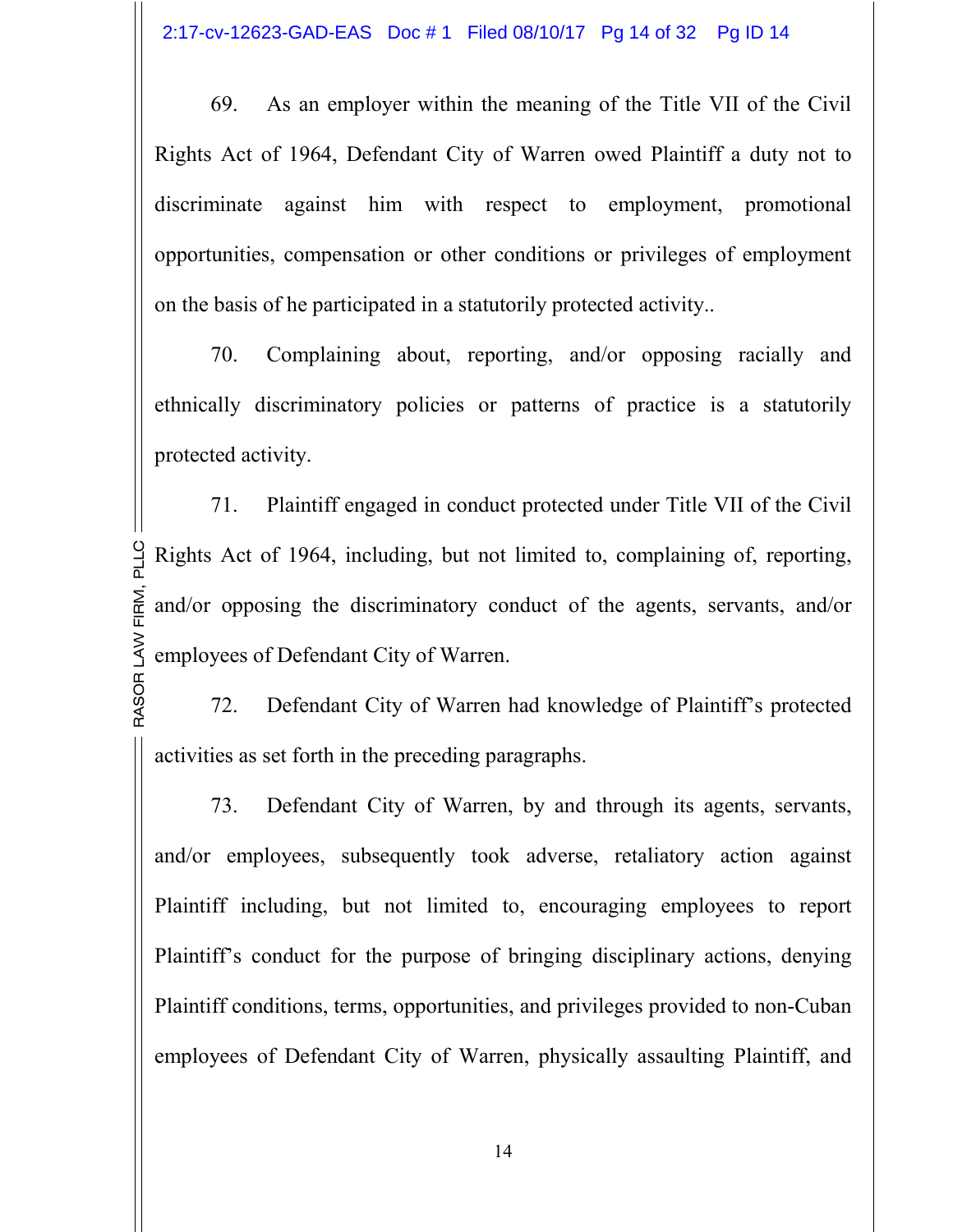69. As an employer within the meaning of the Title VII of the Civil Rights Act of 1964, Defendant City of Warren owed Plaintiff a duty not to discriminate against him with respect to employment, promotional opportunities, compensation or other conditions or privileges of employment on the basis of he participated in a statutorily protected activity..

70. Complaining about, reporting, and/or opposing racially and ethnically discriminatory policies or patterns of practice is a statutorily protected activity.

71. Plaintiff engaged in conduct protected under Title VII of the Civil Rights Act of 1964, including, but not limited to, complaining of, reporting, and/or opposing the discriminatory conduct of the agents, servants, and/or employees of Defendant City of Warren.

72. Defendant City of Warren had knowledge of Plaintiff's protected activities as set forth in the preceding paragraphs.

73. Defendant City of Warren, by and through its agents, servants, and/or employees, subsequently took adverse, retaliatory action against Plaintiff including, but not limited to, encouraging employees to report Plaintiff's conduct for the purpose of bringing disciplinary actions, denying Plaintiff conditions, terms, opportunities, and privileges provided to non-Cuban employees of Defendant City of Warren, physically assaulting Plaintiff, and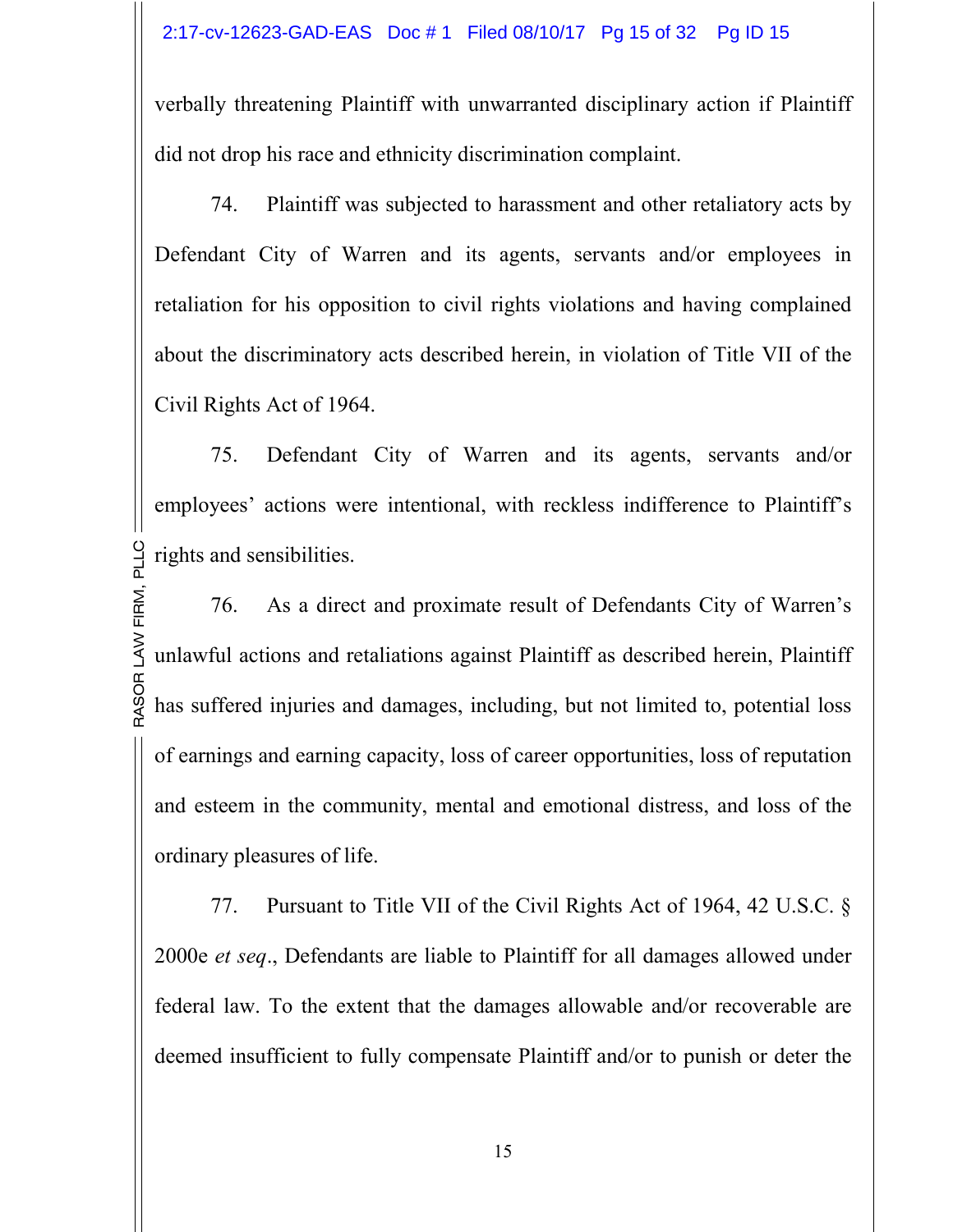verbally threatening Plaintiff with unwarranted disciplinary action if Plaintiff did not drop his race and ethnicity discrimination complaint.

74. Plaintiff was subjected to harassment and other retaliatory acts by Defendant City of Warren and its agents, servants and/or employees in retaliation for his opposition to civil rights violations and having complained about the discriminatory acts described herein, in violation of Title VII of the Civil Rights Act of 1964.

75. Defendant City of Warren and its agents, servants and/or employees' actions were intentional, with reckless indifference to Plaintiff's rights and sensibilities.

76. As a direct and proximate result of Defendants City of Warren's unlawful actions and retaliations against Plaintiff as described herein, Plaintiff has suffered injuries and damages, including, but not limited to, potential loss of earnings and earning capacity, loss of career opportunities, loss of reputation and esteem in the community, mental and emotional distress, and loss of the ordinary pleasures of life.

77. Pursuant to Title VII of the Civil Rights Act of 1964, 42 U.S.C. § 2000e *et seq*., Defendants are liable to Plaintiff for all damages allowed under federal law. To the extent that the damages allowable and/or recoverable are deemed insufficient to fully compensate Plaintiff and/or to punish or deter the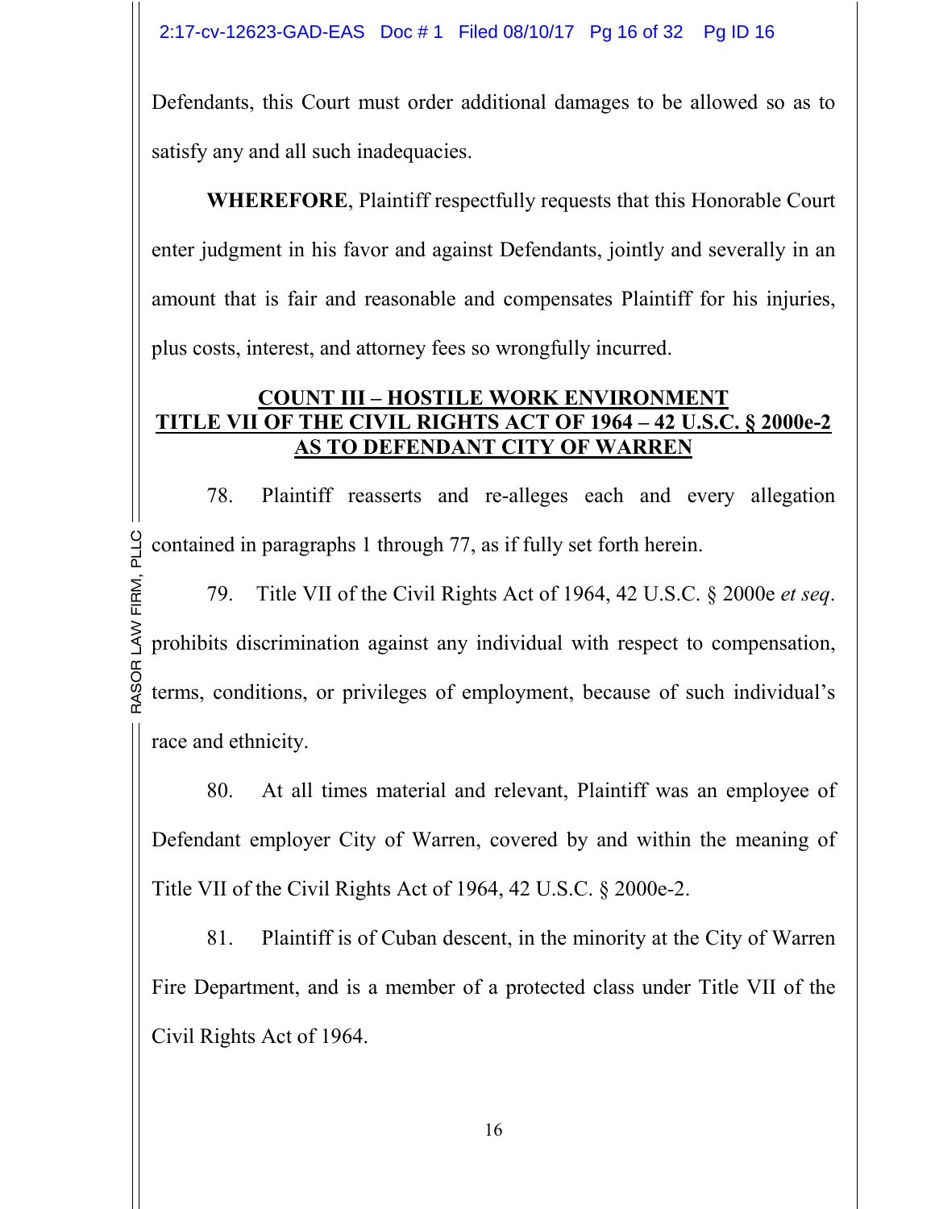Defendants, this Court must order additional damages to be allowed so as to satisfy any and all such inadequacies.

**WHEREFORE**, Plaintiff respectfully requests that this Honorable Court enter judgment in his favor and against Defendants, jointly and severally in an amount that is fair and reasonable and compensates Plaintiff for his injuries, plus costs, interest, and attorney fees so wrongfully incurred.

## COUNT III – HOSTILE WORK ENVIRONMENT TITLE VII OF THE CIVIL RIGHTS ACT OF 1964 – 42 U.S.C. § 2000e-2 AS TO DEFENDANT CITY OF WARREN

78. Plaintiff reasserts and re-alleges each and every allegation contained in paragraphs 1 through 77, as if fully set forth herein.

79. Title VII of the Civil Rights Act of 1964, 42 U.S.C. § 2000e *et seq*. prohibits discrimination against any individual with respect to compensation, terms, conditions, or privileges of employment, because of such individual's race and ethnicity.

80. At all times material and relevant, Plaintiff was an employee of Defendant employer City of Warren, covered by and within the meaning of Title VII of the Civil Rights Act of 1964, 42 U.S.C. § 2000e-2.

81. Plaintiff is of Cuban descent, in the minority at the City of Warren Fire Department, and is a member of a protected class under Title VII of the Civil Rights Act of 1964.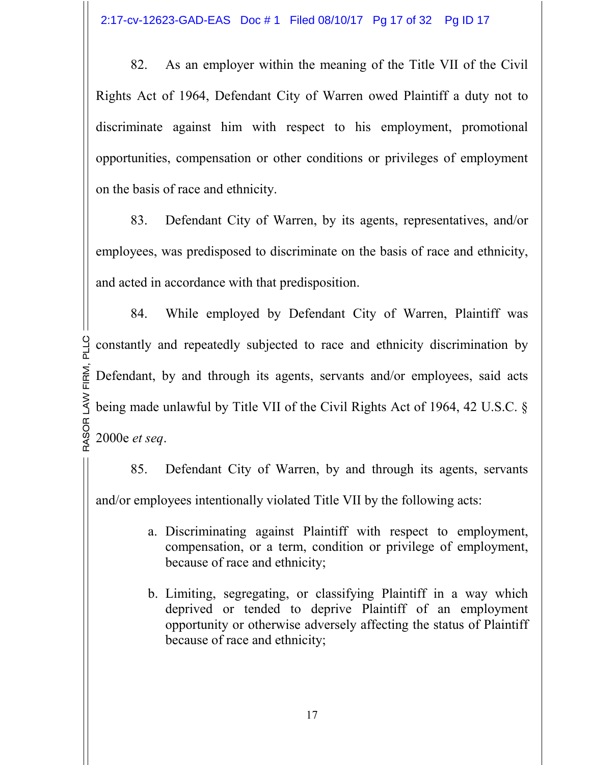82. As an employer within the meaning of the Title VII of the Civil Rights Act of 1964, Defendant City of Warren owed Plaintiff a duty not to discriminate against him with respect to his employment, promotional opportunities, compensation or other conditions or privileges of employment on the basis of race and ethnicity.

83. Defendant City of Warren, by its agents, representatives, and/or employees, was predisposed to discriminate on the basis of race and ethnicity, and acted in accordance with that predisposition.

84. While employed by Defendant City of Warren, Plaintiff was constantly and repeatedly subjected to race and ethnicity discrimination by Defendant, by and through its agents, servants and/or employees, said acts being made unlawful by Title VII of the Civil Rights Act of 1964, 42 U.S.C. § 2000e *et seq*.

85. Defendant City of Warren, by and through its agents, servants and/or employees intentionally violated Title VII by the following acts:

a. Discriminating against Plaintiff with respect to employment, compensation, or a term, condition or privilege of employment, because of race and ethnicity;

b. Limiting, segregating, or classifying Plaintiff in a way which deprived or tended to deprive Plaintiff of an employment opportunity or otherwise adversely affecting the status of Plaintiff because of race and ethnicity;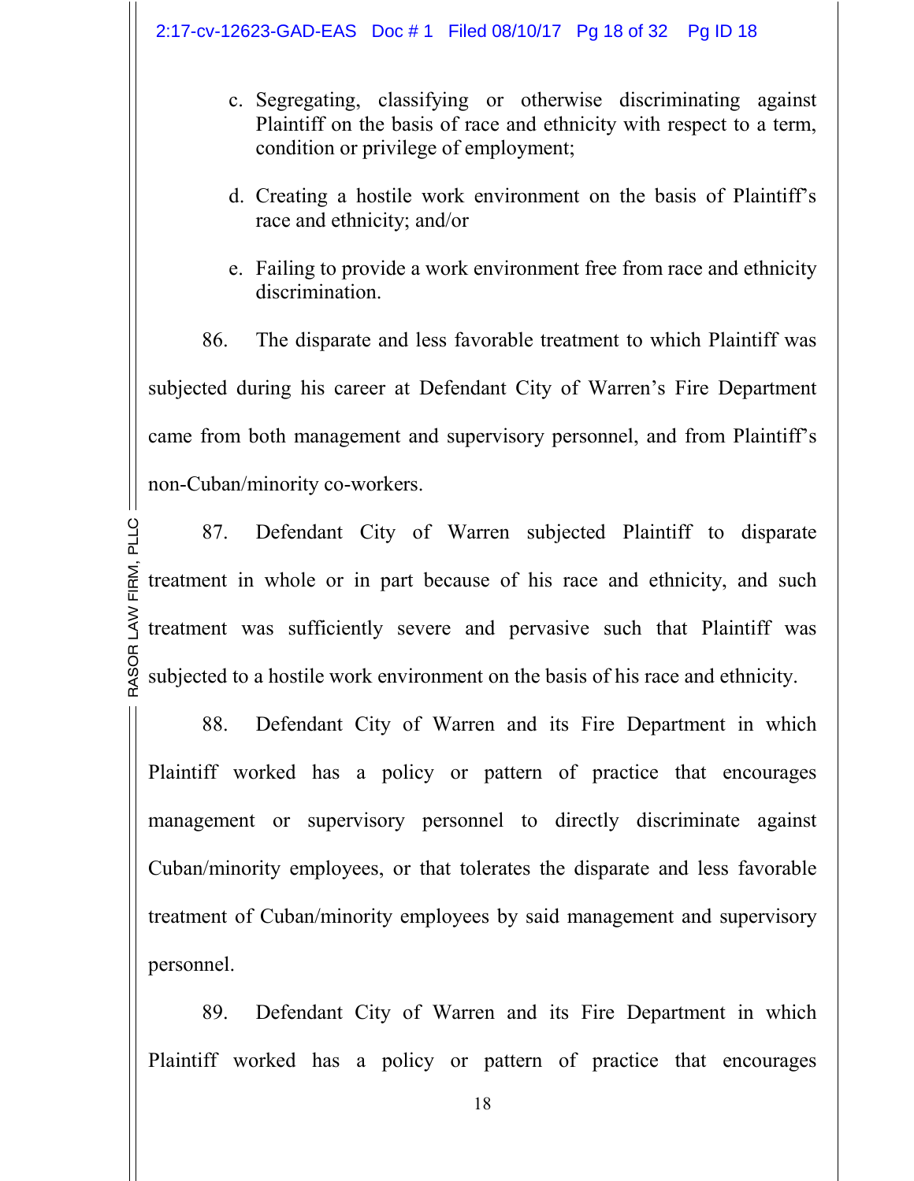c. Segregating, classifying or otherwise discriminating against Plaintiff on the basis of race and ethnicity with respect to a term, condition or privilege of employment;

d. Creating a hostile work environment on the basis of Plaintiff's race and ethnicity; and/or

e. Failing to provide a work environment free from race and ethnicity discrimination.

86. The disparate and less favorable treatment to which Plaintiff was subjected during his career at Defendant City of Warren's Fire Department came from both management and supervisory personnel, and from Plaintiff's non-Cuban/minority co-workers.

87. Defendant City of Warren subjected Plaintiff to disparate treatment in whole or in part because of his race and ethnicity, and such treatment was sufficiently severe and pervasive such that Plaintiff was subjected to a hostile work environment on the basis of his race and ethnicity.

88. Defendant City of Warren and its Fire Department in which Plaintiff worked has a policy or pattern of practice that encourages management or supervisory personnel to directly discriminate against Cuban/minority employees, or that tolerates the disparate and less favorable treatment of Cuban/minority employees by said management and supervisory personnel.

89. Defendant City of Warren and its Fire Department in which Plaintiff worked has a policy or pattern of practice that encourages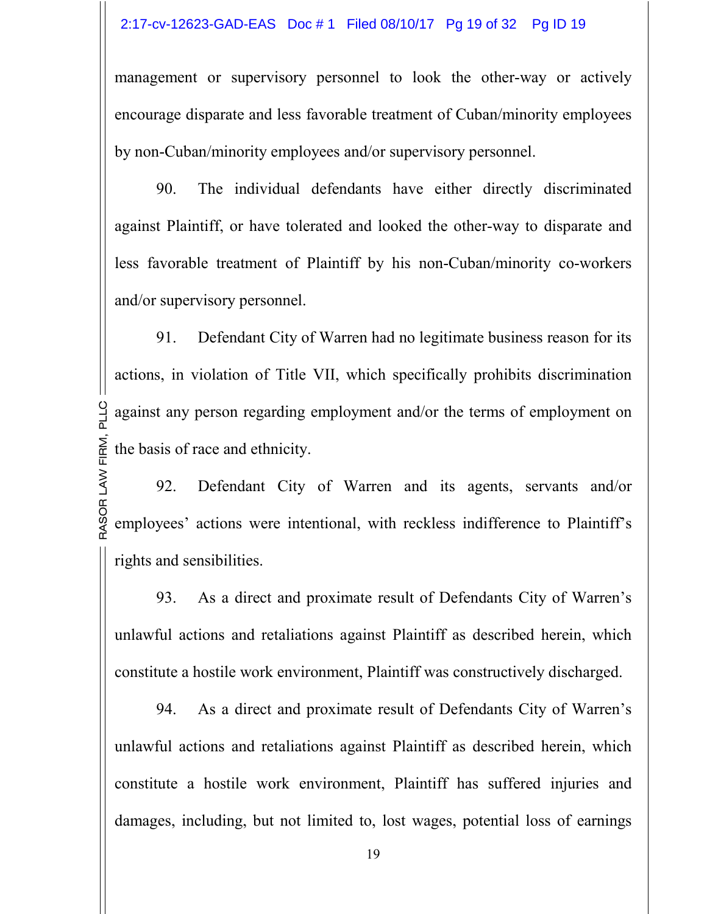management or supervisory personnel to look the other-way or actively encourage disparate and less favorable treatment of Cuban/minority employees by non-Cuban/minority employees and/or supervisory personnel.

90. The individual defendants have either directly discriminated against Plaintiff, or have tolerated and looked the other-way to disparate and less favorable treatment of Plaintiff by his non-Cuban/minority co-workers and/or supervisory personnel.

91. Defendant City of Warren had no legitimate business reason for its actions, in violation of Title VII, which specifically prohibits discrimination against any person regarding employment and/or the terms of employment on the basis of race and ethnicity.

92. Defendant City of Warren and its agents, servants and/or employees' actions were intentional, with reckless indifference to Plaintiff's rights and sensibilities.

93. As a direct and proximate result of Defendants City of Warren's unlawful actions and retaliations against Plaintiff as described herein, which constitute a hostile work environment, Plaintiff was constructively discharged.

94. As a direct and proximate result of Defendants City of Warren's unlawful actions and retaliations against Plaintiff as described herein, which constitute a hostile work environment, Plaintiff has suffered injuries and damages, including, but not limited to, lost wages, potential loss of earnings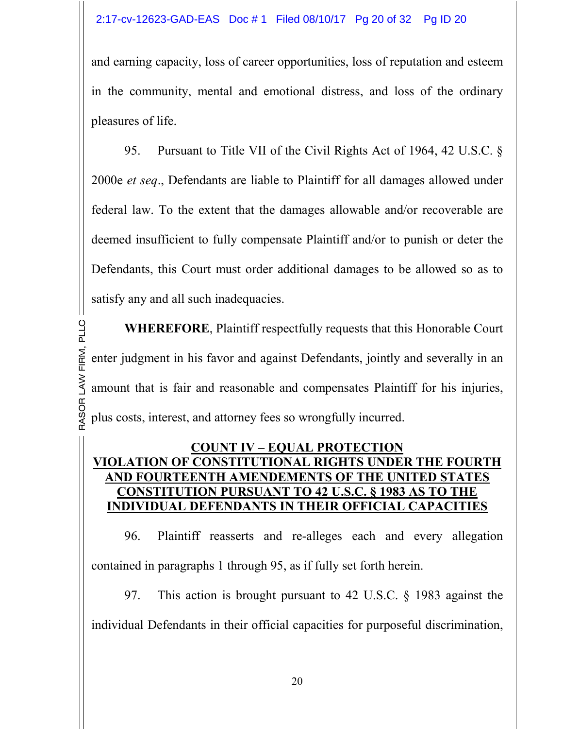and earning capacity, loss of career opportunities, loss of reputation and esteem in the community, mental and emotional distress, and loss of the ordinary pleasures of life.

95. Pursuant to Title VII of the Civil Rights Act of 1964, 42 U.S.C. § 2000e *et seq*., Defendants are liable to Plaintiff for all damages allowed under federal law. To the extent that the damages allowable and/or recoverable are deemed insufficient to fully compensate Plaintiff and/or to punish or deter the Defendants, this Court must order additional damages to be allowed so as to satisfy any and all such inadequacies.

**WHEREFORE**, Plaintiff respectfully requests that this Honorable Court enter judgment in his favor and against Defendants, jointly and severally in an amount that is fair and reasonable and compensates Plaintiff for his injuries, plus costs, interest, and attorney fees so wrongfully incurred.

**COUNT IV – EQUAL PROTECTION VIOLATION OF CONSTITUTIONAL RIGHTS UNDER THE FOURTH AND FOURTEENTH AMENDEMENTS OF THE UNITED STATES CONSTITUTION PURSUANT TO 42 U.S.C. § 1983 AS TO THE INDIVIDUAL DEFENDANTS IN THEIR OFFICIAL CAPACITIES**

96. Plaintiff reasserts and re-alleges each and every allegation contained in paragraphs 1 through 95, as if fully set forth herein.

97. This action is brought pursuant to 42 U.S.C. § 1983 against the individual Defendants in their official capacities for purposeful discrimination,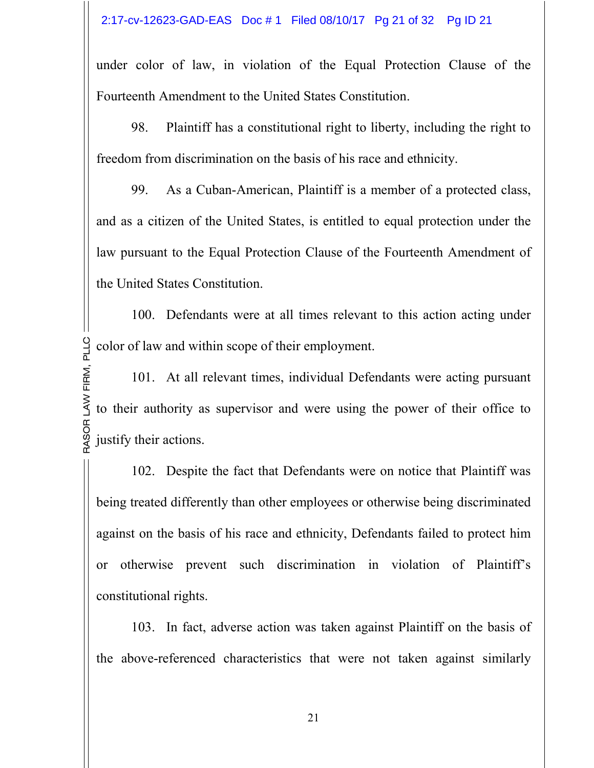under color of law, in violation of the Equal Protection Clause of the Fourteenth Amendment to the United States Constitution.

98. Plaintiff has a constitutional right to liberty, including the right to freedom from discrimination on the basis of his race and ethnicity.

99. As a Cuban-American, Plaintiff is a member of a protected class, and as a citizen of the United States, is entitled to equal protection under the law pursuant to the Equal Protection Clause of the Fourteenth Amendment of the United States Constitution.

100. Defendants were at all times relevant to this action acting under color of law and within scope of their employment.

101. At all relevant times, individual Defendants were acting pursuant to their authority as supervisor and were using the power of their office to justify their actions.

102. Despite the fact that Defendants were on notice that Plaintiff was being treated differently than other employees or otherwise being discriminated against on the basis of his race and ethnicity, Defendants failed to protect him or otherwise prevent such discrimination in violation of Plaintiff's constitutional rights.

103. In fact, adverse action was taken against Plaintiff on the basis of the above-referenced characteristics that were not taken against similarly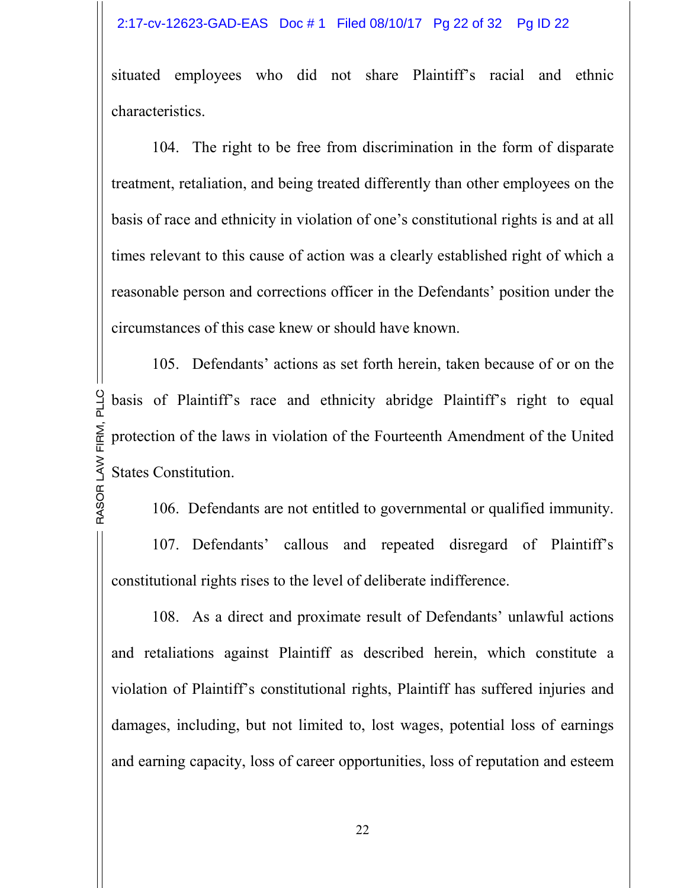situated employees who did not share Plaintiff's racial and ethnic characteristics.

104. The right to be free from discrimination in the form of disparate treatment, retaliation, and being treated differently than other employees on the basis of race and ethnicity in violation of one's constitutional rights is and at all times relevant to this cause of action was a clearly established right of which a reasonable person and corrections officer in the Defendants' position under the circumstances of this case knew or should have known.

105. Defendants' actions as set forth herein, taken because of or on the basis of Plaintiff's race and ethnicity abridge Plaintiff's right to equal protection of the laws in violation of the Fourteenth Amendment of the United States Constitution.

106. Defendants are not entitled to governmental or qualified immunity.

107. Defendants' callous and repeated disregard of Plaintiff's constitutional rights rises to the level of deliberate indifference.

108. As a direct and proximate result of Defendants' unlawful actions and retaliations against Plaintiff as described herein, which constitute a violation of Plaintiff's constitutional rights, Plaintiff has suffered injuries and damages, including, but not limited to, lost wages, potential loss of earnings and earning capacity, loss of career opportunities, loss of reputation and esteem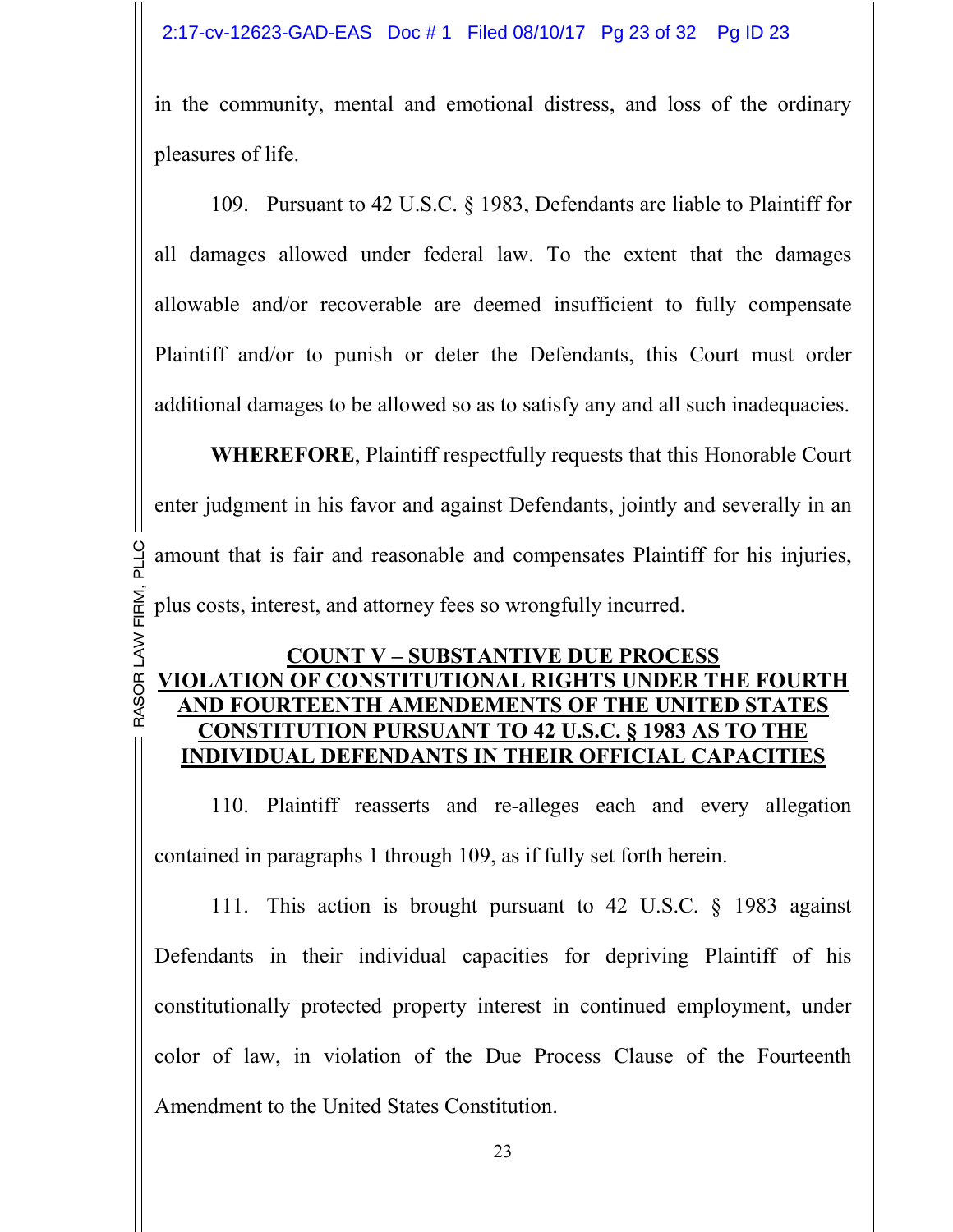in the community, mental and emotional distress, and loss of the ordinary pleasures of life.

109. Pursuant to 42 U.S.C. § 1983, Defendants are liable to Plaintiff for all damages allowed under federal law. To the extent that the damages allowable and/or recoverable are deemed insufficient to fully compensate Plaintiff and/or to punish or deter the Defendants, this Court must order additional damages to be allowed so as to satisfy any and all such inadequacies.

**WHEREFORE**, Plaintiff respectfully requests that this Honorable Court enter judgment in his favor and against Defendants, jointly and severally in an amount that is fair and reasonable and compensates Plaintiff for his injuries, plus costs, interest, and attorney fees so wrongfully incurred.

## COUNT V – SUBSTANTIVE DUE PROCESS VIOLATION OF CONSTITUTIONAL RIGHTS UNDER THE FOURTH AND FOURTEENTH AMENDEMENTS OF THE UNITED STATES CONSTITUTION PURSUANT TO 42 U.S.C. § 1983 AS TO THE INDIVIDUAL DEFENDANTS IN THEIR OFFICIAL CAPACITIES

110. Plaintiff reasserts and re-alleges each and every allegation contained in paragraphs 1 through 109, as if fully set forth herein.

111. This action is brought pursuant to 42 U.S.C. § 1983 against Defendants in their individual capacities for depriving Plaintiff of his constitutionally protected property interest in continued employment, under color of law, in violation of the Due Process Clause of the Fourteenth Amendment to the United States Constitution.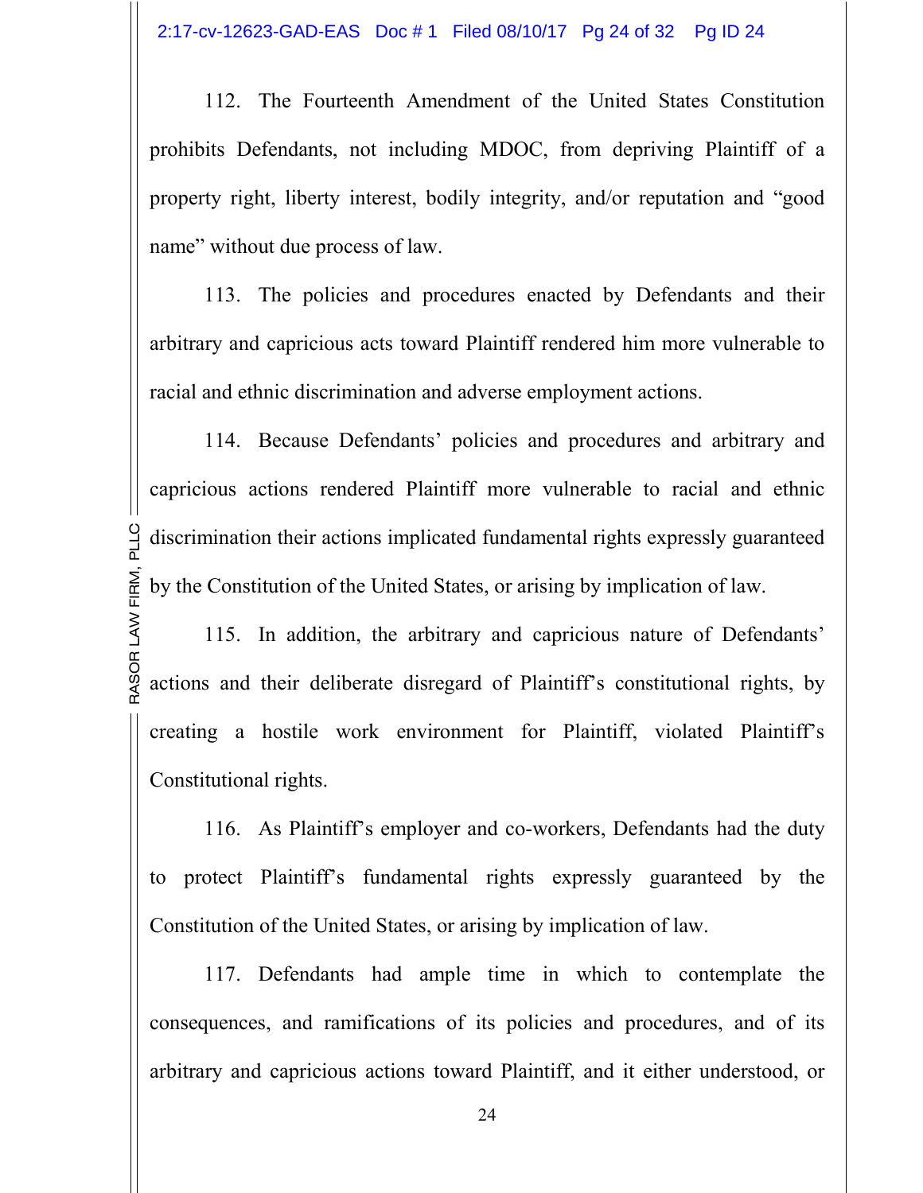112. The Fourteenth Amendment of the United States Constitution prohibits Defendants, not including MDOC, from depriving Plaintiff of a property right, liberty interest, bodily integrity, and/or reputation and "good name" without due process of law.

113. The policies and procedures enacted by Defendants and their arbitrary and capricious acts toward Plaintiff rendered him more vulnerable to racial and ethnic discrimination and adverse employment actions.

114. Because Defendants' policies and procedures and arbitrary and capricious actions rendered Plaintiff more vulnerable to racial and ethnic discrimination their actions implicated fundamental rights expressly guaranteed by the Constitution of the United States, or arising by implication of law.

115. In addition, the arbitrary and capricious nature of Defendants' actions and their deliberate disregard of Plaintiff's constitutional rights, by creating a hostile work environment for Plaintiff, violated Plaintiff's Constitutional rights.

116. As Plaintiff's employer and co-workers, Defendants had the duty to protect Plaintiff's fundamental rights expressly guaranteed by the Constitution of the United States, or arising by implication of law.

117. Defendants had ample time in which to contemplate the consequences, and ramifications of its policies and procedures, and of its arbitrary and capricious actions toward Plaintiff, and it either understood, or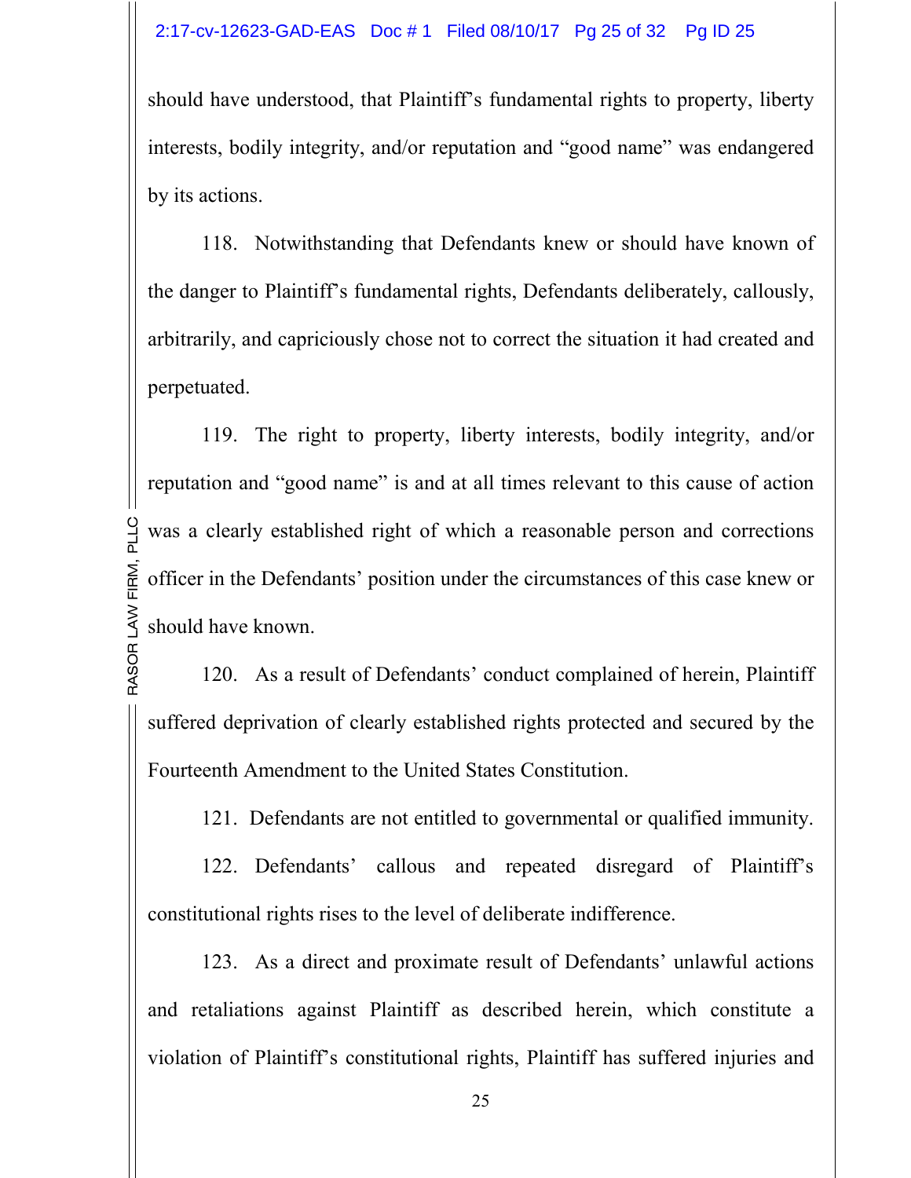should have understood, that Plaintiff's fundamental rights to property, liberty interests, bodily integrity, and/or reputation and "good name" was endangered by its actions.

118. Notwithstanding that Defendants knew or should have known of the danger to Plaintiff's fundamental rights, Defendants deliberately, callously, arbitrarily, and capriciously chose not to correct the situation it had created and perpetuated.

119. The right to property, liberty interests, bodily integrity, and/or reputation and "good name" is and at all times relevant to this cause of action was a clearly established right of which a reasonable person and corrections officer in the Defendants' position under the circumstances of this case knew or should have known.

120. As a result of Defendants' conduct complained of herein, Plaintiff suffered deprivation of clearly established rights protected and secured by the Fourteenth Amendment to the United States Constitution.

121. Defendants are not entitled to governmental or qualified immunity.

122. Defendants' callous and repeated disregard of Plaintiff's constitutional rights rises to the level of deliberate indifference.

123. As a direct and proximate result of Defendants' unlawful actions and retaliations against Plaintiff as described herein, which constitute a violation of Plaintiff's constitutional rights, Plaintiff has suffered injuries and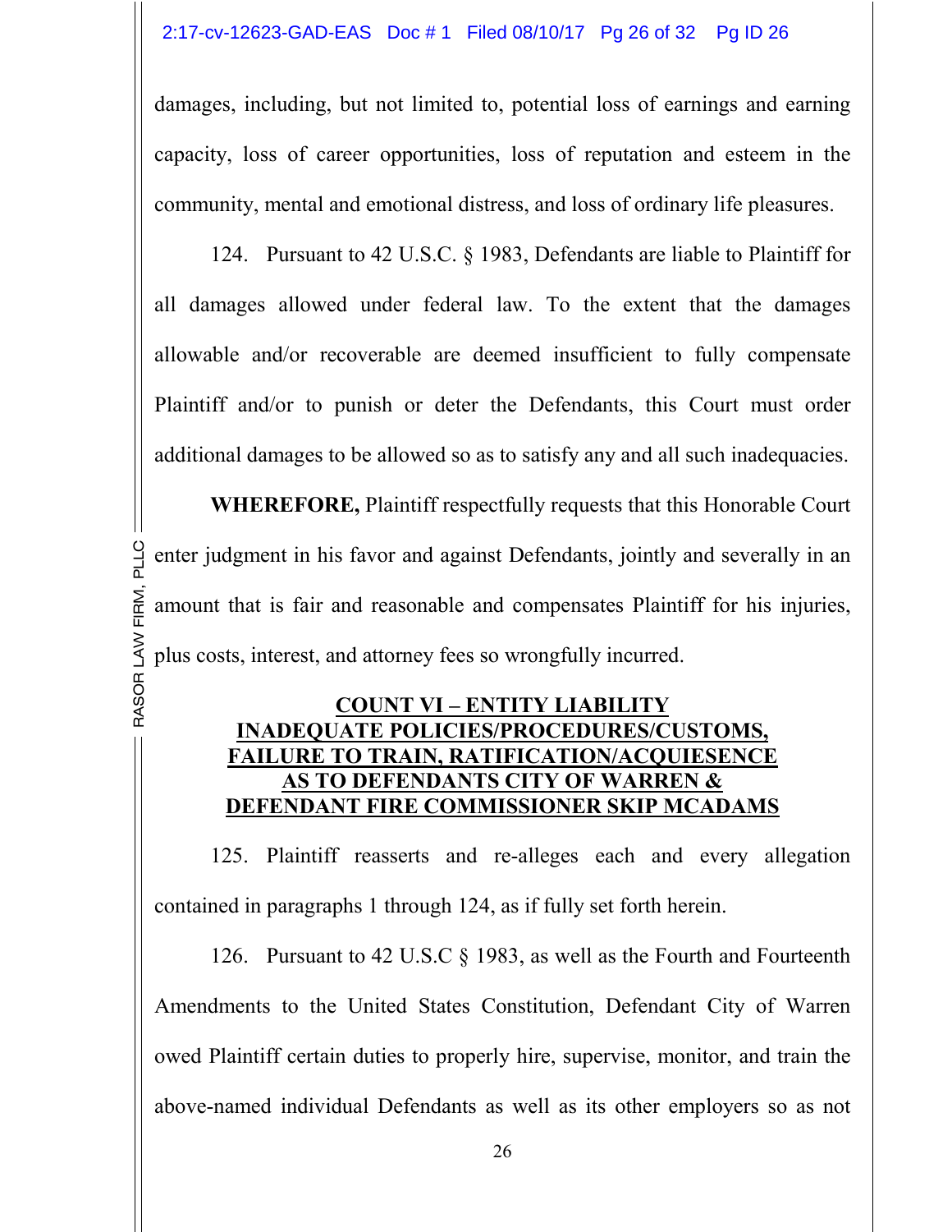damages, including, but not limited to, potential loss of earnings and earning capacity, loss of career opportunities, loss of reputation and esteem in the community, mental and emotional distress, and loss of ordinary life pleasures.

124. Pursuant to 42 U.S.C. § 1983, Defendants are liable to Plaintiff for all damages allowed under federal law. To the extent that the damages allowable and/or recoverable are deemed insufficient to fully compensate Plaintiff and/or to punish or deter the Defendants, this Court must order additional damages to be allowed so as to satisfy any and all such inadequacies.

**WHEREFORE,** Plaintiff respectfully requests that this Honorable Court enter judgment in his favor and against Defendants, jointly and severally in an amount that is fair and reasonable and compensates Plaintiff for his injuries, plus costs, interest, and attorney fees so wrongfully incurred.

## COUNT VI – ENTITY LIABILITY INADEQUATE POLICIES/PROCEDURES/CUSTOMS, FAILURE TO TRAIN, RATIFICATION/ACQUIESENCE AS TO DEFENDANTS CITY OF WARREN & DEFENDANT FIRE COMMISSIONER SKIP MCADAMS

125. Plaintiff reasserts and re-alleges each and every allegation contained in paragraphs 1 through 124, as if fully set forth herein.

126. Pursuant to 42 U.S.C § 1983, as well as the Fourth and Fourteenth Amendments to the United States Constitution, Defendant City of Warren owed Plaintiff certain duties to properly hire, supervise, monitor, and train the above-named individual Defendants as well as its other employers so as not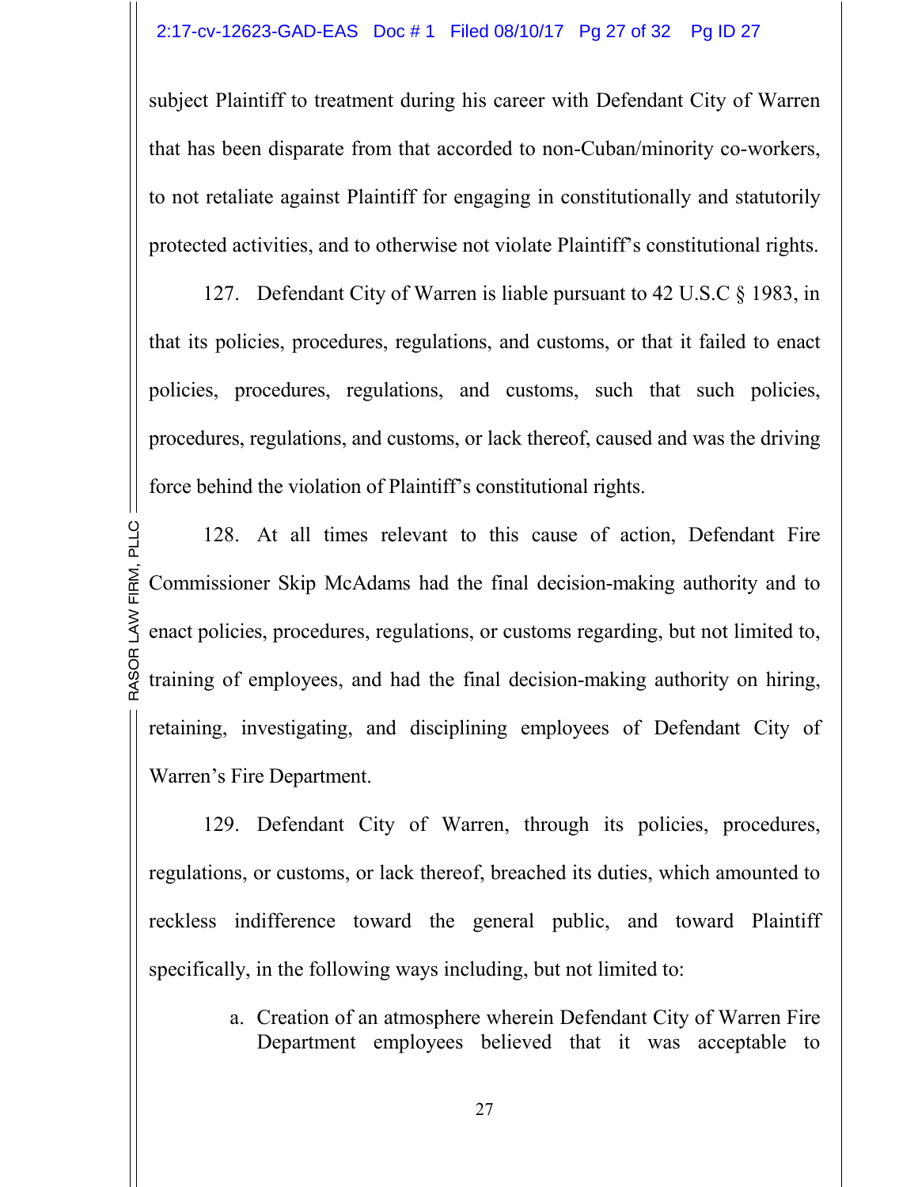subject Plaintiff to treatment during his career with Defendant City of Warren that has been disparate from that accorded to non-Cuban/minority co-workers, to not retaliate against Plaintiff for engaging in constitutionally and statutorily protected activities, and to otherwise not violate Plaintiff's constitutional rights.

127. Defendant City of Warren is liable pursuant to 42 U.S.C § 1983, in that its policies, procedures, regulations, and customs, or that it failed to enact policies, procedures, regulations, and customs, such that such policies, procedures, regulations, and customs, or lack thereof, caused and was the driving force behind the violation of Plaintiff's constitutional rights.

128. At all times relevant to this cause of action, Defendant Fire Commissioner Skip McAdams had the final decision-making authority and to enact policies, procedures, regulations, or customs regarding, but not limited to, training of employees, and had the final decision-making authority on hiring, retaining, investigating, and disciplining employees of Defendant City of Warren's Fire Department.

129. Defendant City of Warren, through its policies, procedures, regulations, or customs, or lack thereof, breached its duties, which amounted to reckless indifference toward the general public, and toward Plaintiff specifically, in the following ways including, but not limited to:

a. Creation of an atmosphere wherein Defendant City of Warren Fire Department employees believed that it was acceptable to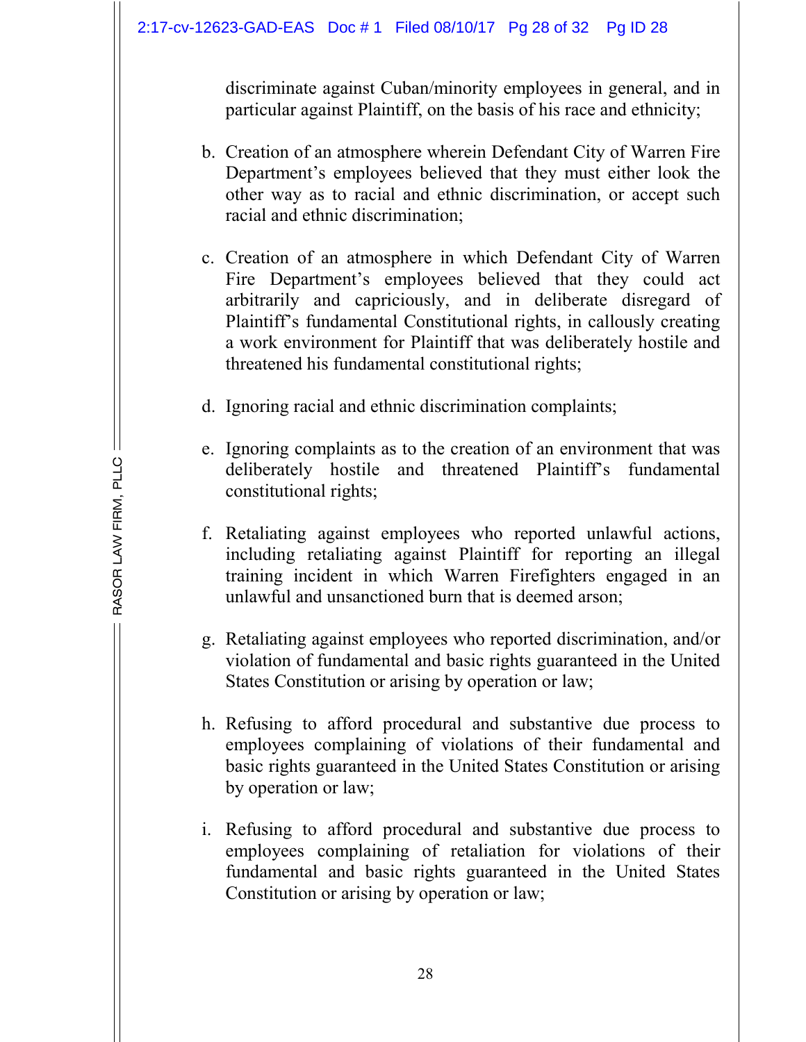discriminate against Cuban/minority employees in general, and in particular against Plaintiff, on the basis of his race and ethnicity;

b. Creation of an atmosphere wherein Defendant City of Warren Fire Department's employees believed that they must either look the other way as to racial and ethnic discrimination, or accept such racial and ethnic discrimination;

c. Creation of an atmosphere in which Defendant City of Warren Fire Department's employees believed that they could act arbitrarily and capriciously, and in deliberate disregard of Plaintiff's fundamental Constitutional rights, in callously creating a work environment for Plaintiff that was deliberately hostile and threatened his fundamental constitutional rights;

d. Ignoring racial and ethnic discrimination complaints;

e. Ignoring complaints as to the creation of an environment that was deliberately hostile and threatened Plaintiff's fundamental constitutional rights;

f. Retaliating against employees who reported unlawful actions, including retaliating against Plaintiff for reporting an illegal training incident in which Warren Firefighters engaged in an unlawful and unsanctioned burn that is deemed arson;

g. Retaliating against employees who reported discrimination, and/or violation of fundamental and basic rights guaranteed in the United States Constitution or arising by operation or law;

h. Refusing to afford procedural and substantive due process to employees complaining of violations of their fundamental and basic rights guaranteed in the United States Constitution or arising by operation or law;

i. Refusing to afford procedural and substantive due process to employees complaining of retaliation for violations of their fundamental and basic rights guaranteed in the United States Constitution or arising by operation or law;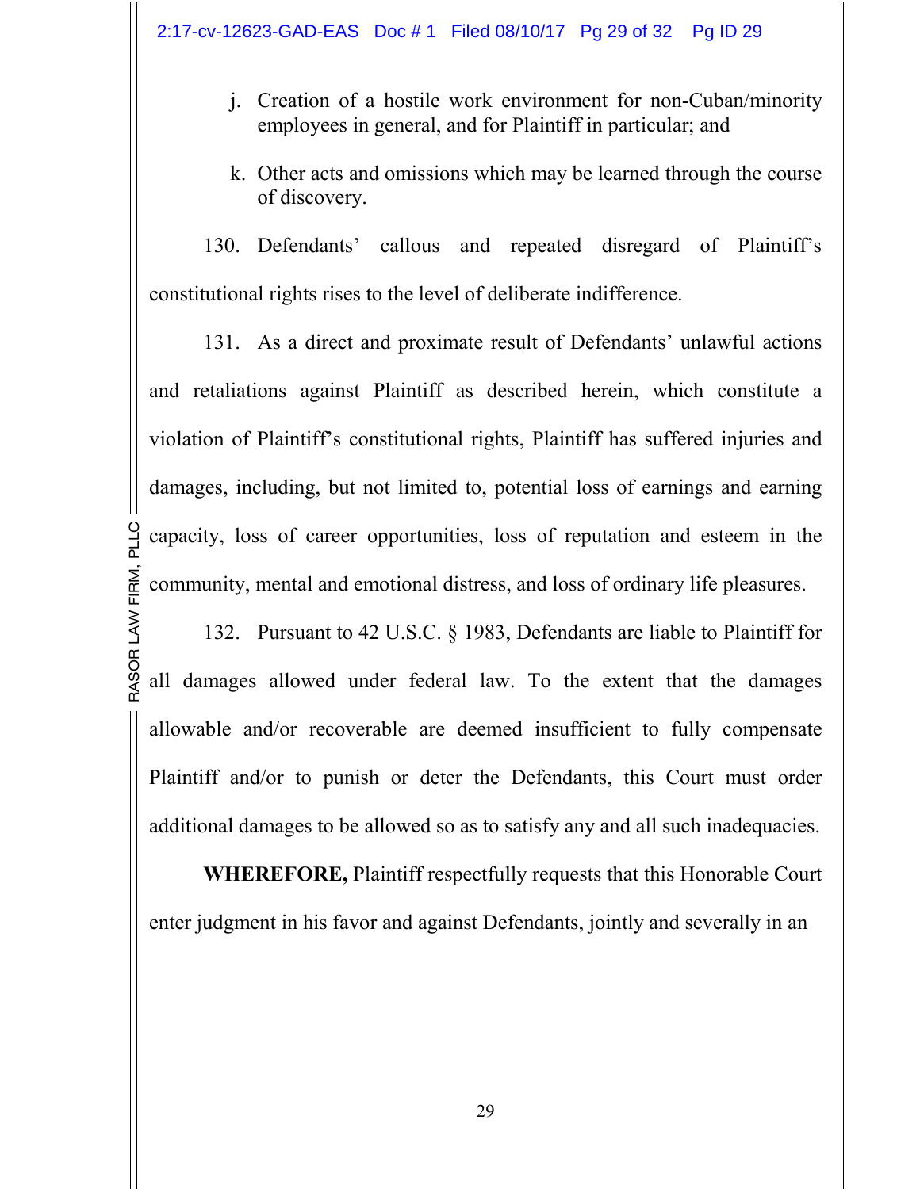j. Creation of a hostile work environment for non-Cuban/minority employees in general, and for Plaintiff in particular; and

k. Other acts and omissions which may be learned through the course of discovery.

130. Defendants' callous and repeated disregard of Plaintiff's constitutional rights rises to the level of deliberate indifference.

131. As a direct and proximate result of Defendants' unlawful actions and retaliations against Plaintiff as described herein, which constitute a violation of Plaintiff's constitutional rights, Plaintiff has suffered injuries and damages, including, but not limited to, potential loss of earnings and earning capacity, loss of career opportunities, loss of reputation and esteem in the community, mental and emotional distress, and loss of ordinary life pleasures.

132. Pursuant to 42 U.S.C. § 1983, Defendants are liable to Plaintiff for all damages allowed under federal law. To the extent that the damages allowable and/or recoverable are deemed insufficient to fully compensate Plaintiff and/or to punish or deter the Defendants, this Court must order additional damages to be allowed so as to satisfy any and all such inadequacies.

**WHEREFORE,** Plaintiff respectfully requests that this Honorable Court enter judgment in his favor and against Defendants, jointly and severally in an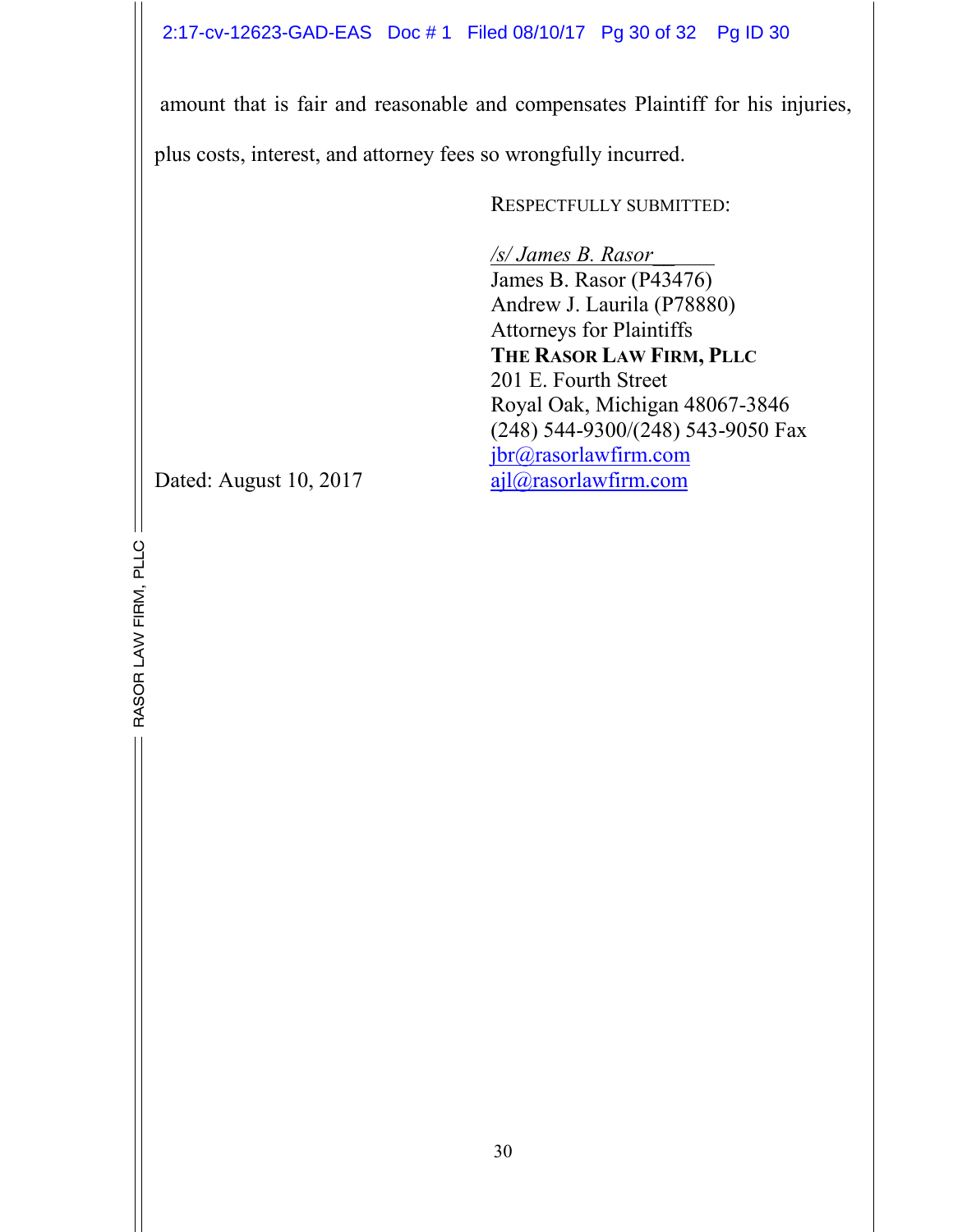amount that is fair and reasonable and compensates Plaintiff for his injuries, plus costs, interest, and attorney fees so wrongfully incurred.

RESPECTFULLY SUBMITTED:

*/s/ James B. Rasor*
James B. Rasor (P43476)
Andrew J. Laurila (P78880)
Attorneys for Plaintiffs
**THE RASOR LAW FIRM, PLLC**
201 E. Fourth Street
Royal Oak, Michigan 48067-3846
(248) 544-9300/(248) 543-9050 Fax
jbr@rasorlawfirm.com
ajl@rasorlawfirm.com

Dated: August 10, 2017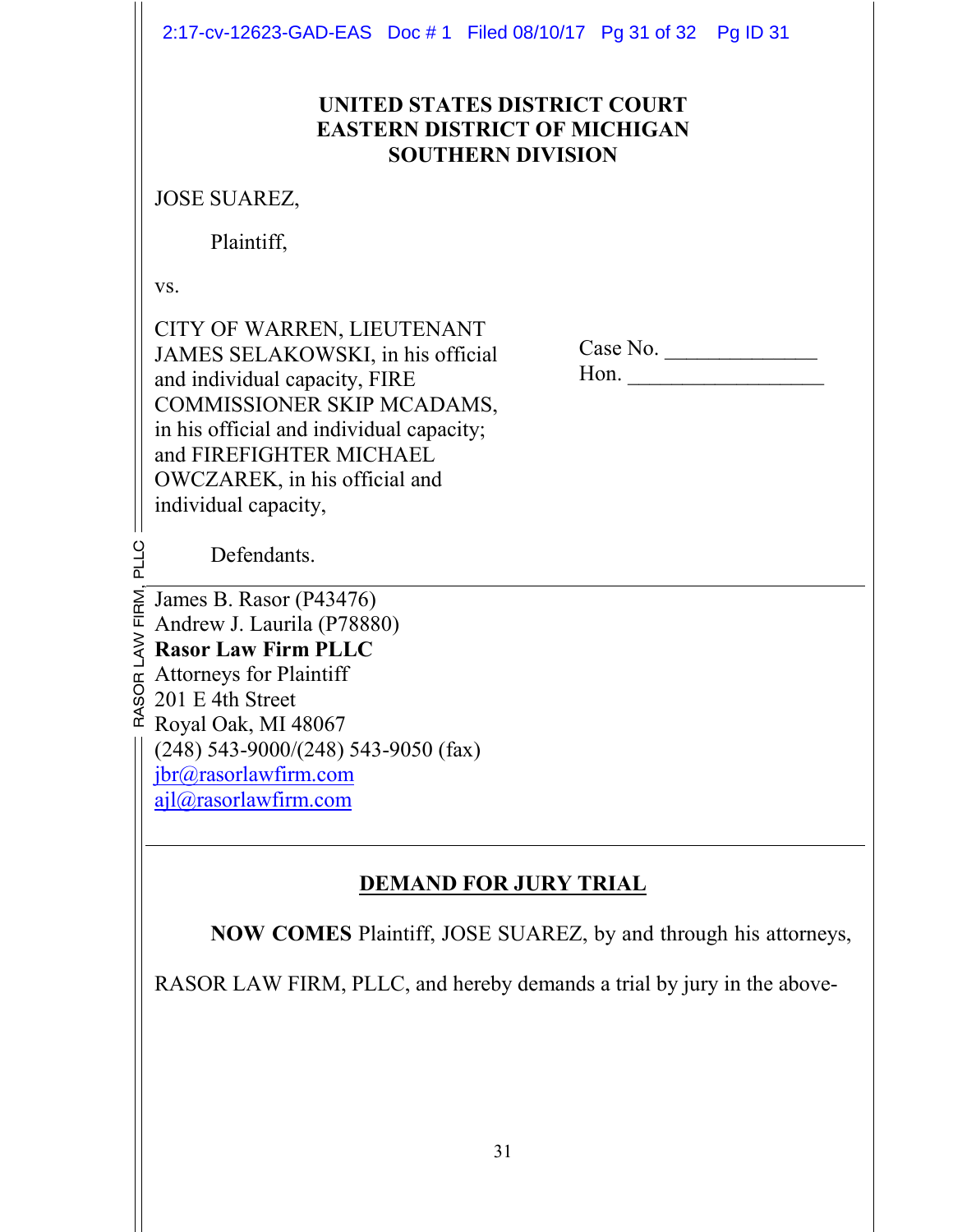**UNITED STATES DISTRICT COURT**
**EASTERN DISTRICT OF MICHIGAN**
**SOUTHERN DIVISION**

JOSE SUAREZ,

Plaintiff,

vs.

CITY OF WARREN, LIEUTENANT JAMES SELAKOWSKI, in his official and individual capacity, FIRE COMMISSIONER SKIP MCADAMS, in his official and individual capacity; and FIREFIGHTER MICHAEL OWCZAREK, in his official and individual capacity,

Defendants.

Case No. ______________
Hon. __________________

James B. Rasor (P43476)
Andrew J. Laurila (P78880)
**Rasor Law Firm PLLC**
Attorneys for Plaintiff
201 E 4th Street
Royal Oak, MI 48067
(248) 543-9000/(248) 543-9050 (fax)
jbr@rasorlawfirm.com
ajl@rasorlawfirm.com

## DEMAND FOR JURY TRIAL

**NOW COMES** Plaintiff, JOSE SUAREZ, by and through his attorneys, RASOR LAW FIRM, PLLC, and hereby demands a trial by jury in the above-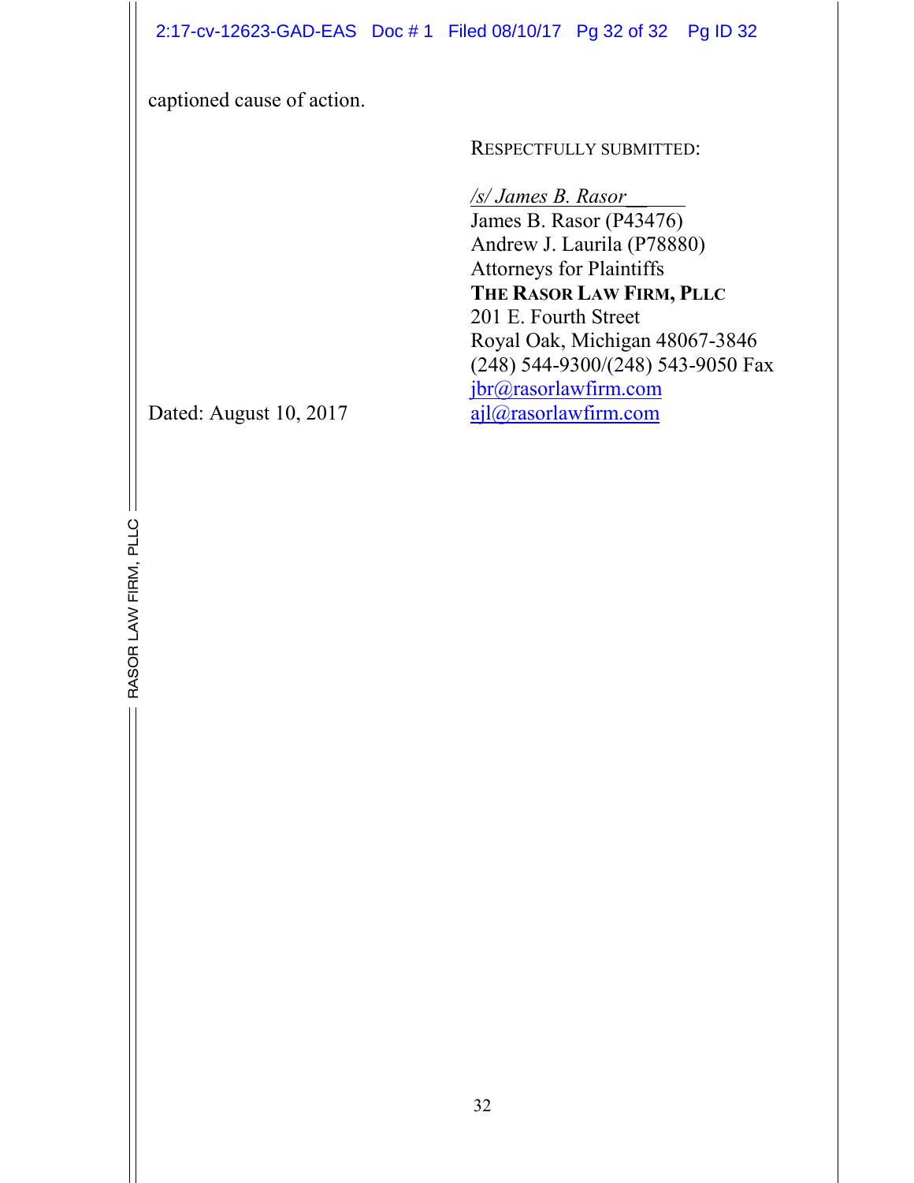captioned cause of action.

RESPECTFULLY SUBMITTED:

*/s/ James B. Rasor*\_\_\_\_\_
James B. Rasor (P43476)
Andrew J. Laurila (P78880)
Attorneys for Plaintiffs
**THE RASOR LAW FIRM, PLLC**
201 E. Fourth Street
Royal Oak, Michigan 48067-3846
(248) 544-9300/(248) 543-9050 Fax
jbr@rasorlawfirm.com
ajl@rasorlawfirm.com

Dated: August 10, 2017